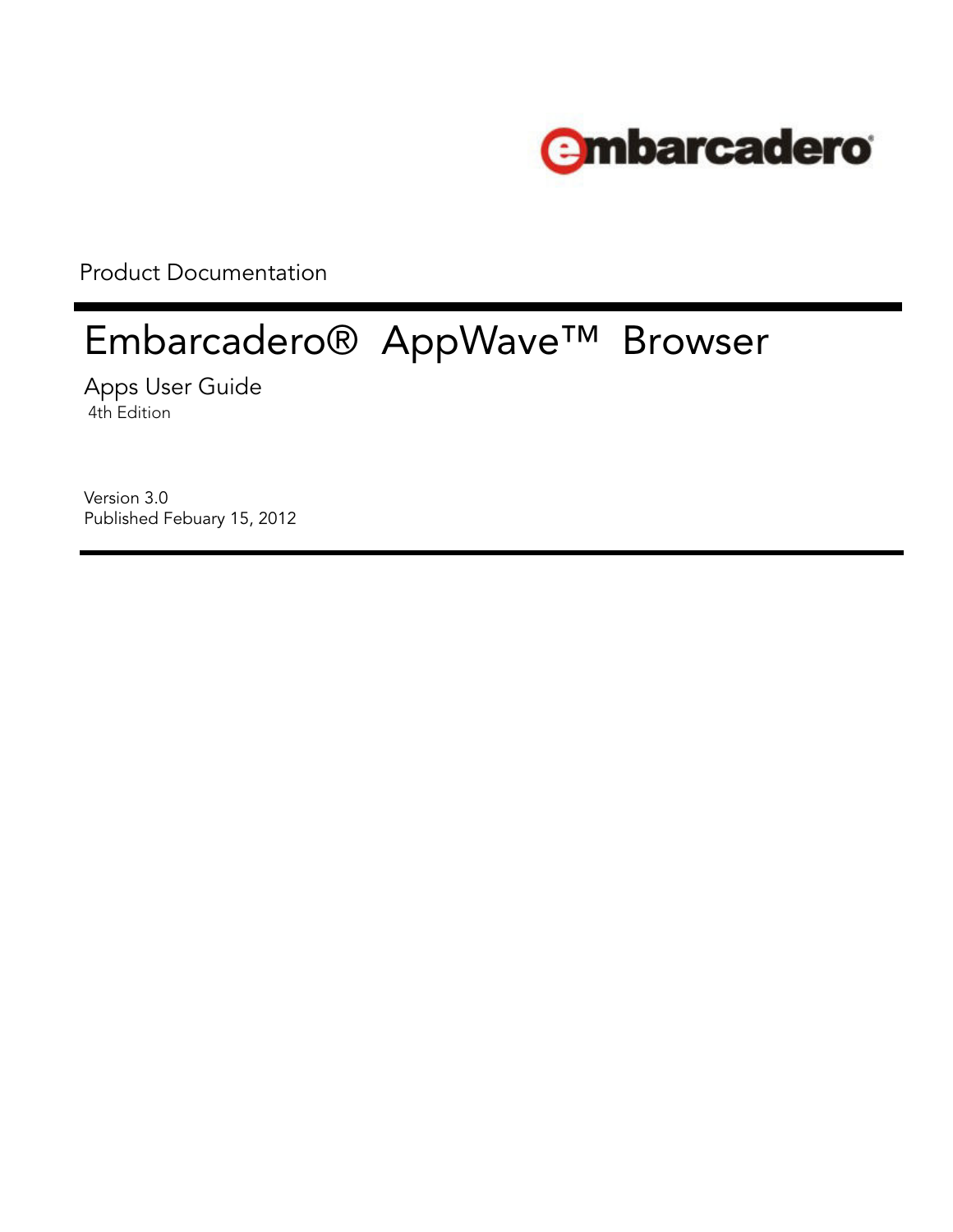embarcadero

Product Documentation

# Embarcadero® AppWave™ Browser

## Apps User Guide

4th Edition

Version 3.0
Published Febuary 15, 2012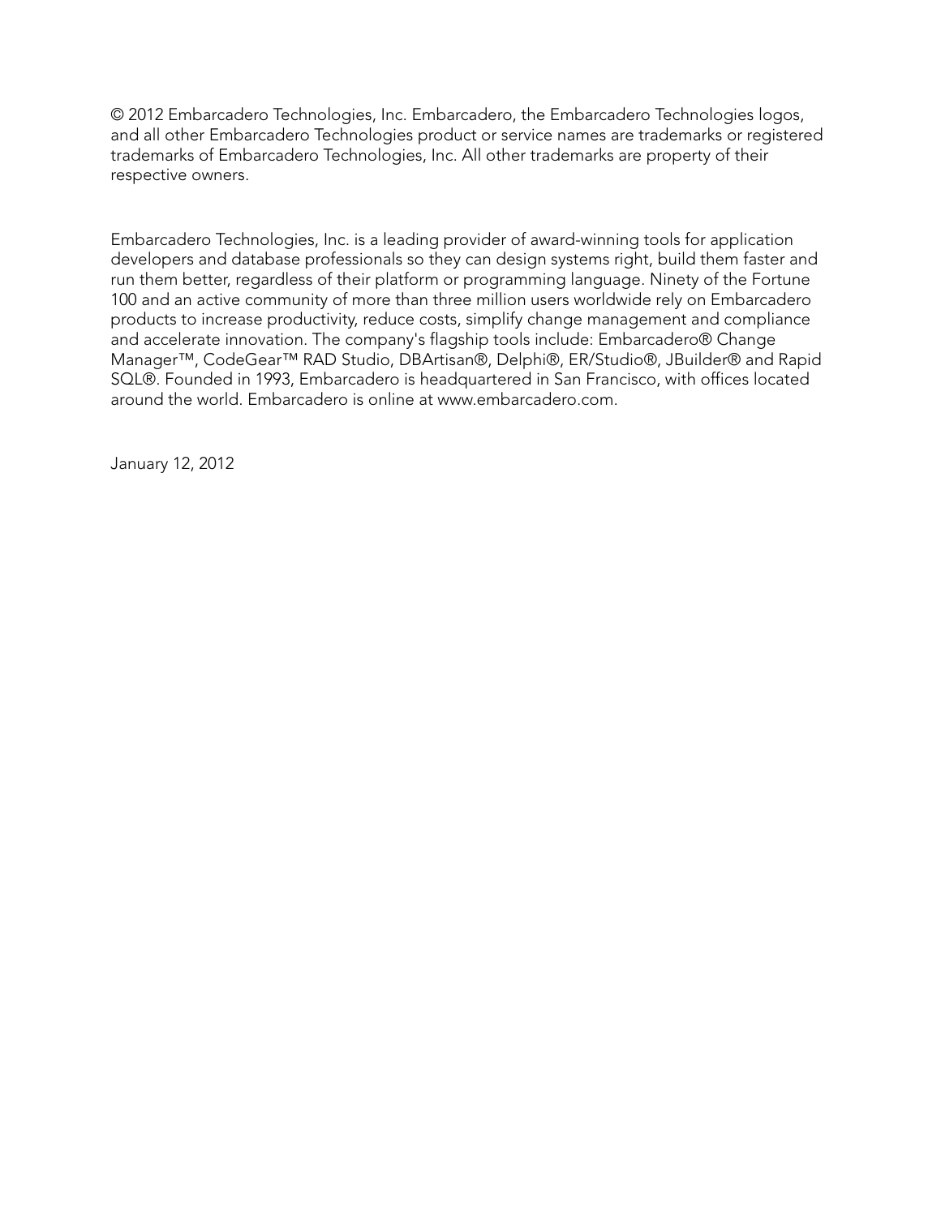© 2012 Embarcadero Technologies, Inc. Embarcadero, the Embarcadero Technologies logos, and all other Embarcadero Technologies product or service names are trademarks or registered trademarks of Embarcadero Technologies, Inc. All other trademarks are property of their respective owners.

Embarcadero Technologies, Inc. is a leading provider of award-winning tools for application developers and database professionals so they can design systems right, build them faster and run them better, regardless of their platform or programming language. Ninety of the Fortune 100 and an active community of more than three million users worldwide rely on Embarcadero products to increase productivity, reduce costs, simplify change management and compliance and accelerate innovation. The company's flagship tools include: Embarcadero® Change Manager™, CodeGear™ RAD Studio, DBArtisan®, Delphi®, ER/Studio®, JBuilder® and Rapid SQL®. Founded in 1993, Embarcadero is headquartered in San Francisco, with offices located around the world. Embarcadero is online at www.embarcadero.com.

January 12, 2012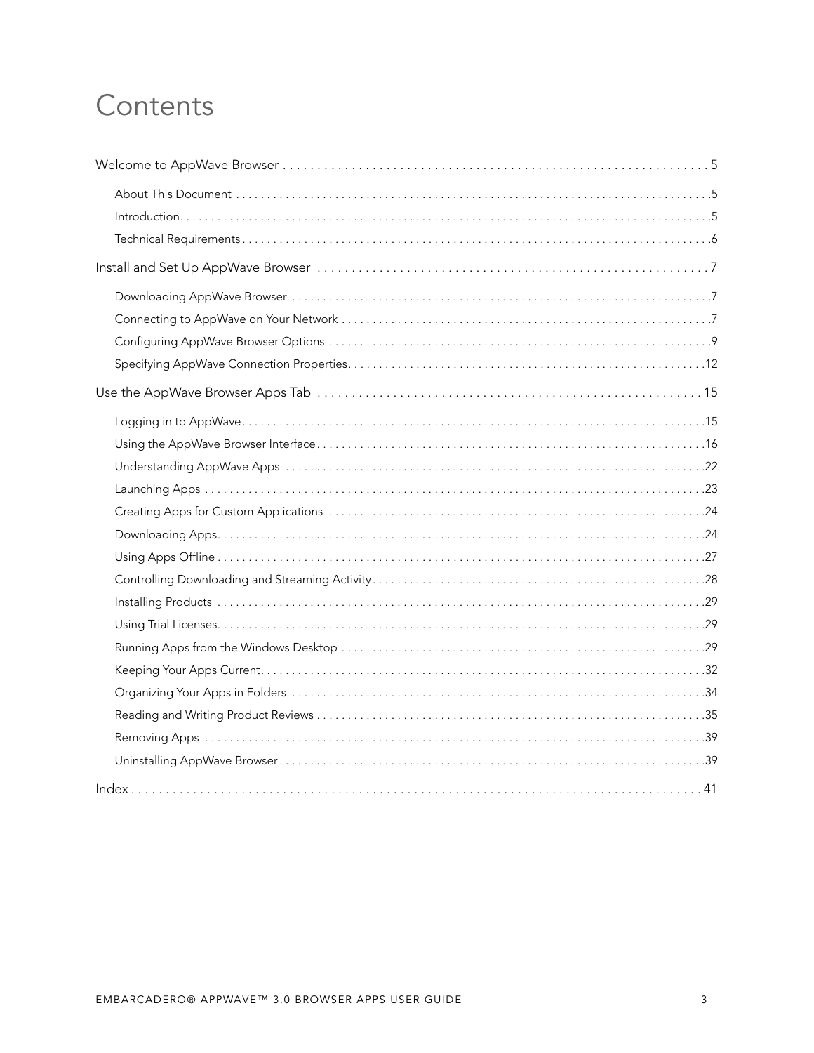# Contents

Welcome to AppWave Browser . . . . . . . . . . . . . . . . . . . . . . . . . . . . . . . . . . . . . . . . . . . . . . . . . . . . . . . . . . . . . 5

- About This Document . . . . . . . . . . . . . . . . . . . . . . . . . . . . . . . . . . . . . . . . . . . . . . . . . . . . . . . . . . . . . . . . . . . . . . . .5
- Introduction. . . . . . . . . . . . . . . . . . . . . . . . . . . . . . . . . . . . . . . . . . . . . . . . . . . . . . . . . . . . . . . . . . . . . . . . . . . . . . . . .5
- Technical Requirements . . . . . . . . . . . . . . . . . . . . . . . . . . . . . . . . . . . . . . . . . . . . . . . . . . . . . . . . . . . . . . . . . . . . . . .6

Install and Set Up AppWave Browser . . . . . . . . . . . . . . . . . . . . . . . . . . . . . . . . . . . . . . . . . . . . . . . . . . . . . . . . . 7

- Downloading AppWave Browser . . . . . . . . . . . . . . . . . . . . . . . . . . . . . . . . . . . . . . . . . . . . . . . . . . . . . . . . . . . . . . . . .7
- Connecting to AppWave on Your Network . . . . . . . . . . . . . . . . . . . . . . . . . . . . . . . . . . . . . . . . . . . . . . . . . . . . . . . . . .7
- Configuring AppWave Browser Options . . . . . . . . . . . . . . . . . . . . . . . . . . . . . . . . . . . . . . . . . . . . . . . . . . . . . . . . . . . .9
- Specifying AppWave Connection Properties. . . . . . . . . . . . . . . . . . . . . . . . . . . . . . . . . . . . . . . . . . . . . . . . . . . . . . . .12

Use the AppWave Browser Apps Tab . . . . . . . . . . . . . . . . . . . . . . . . . . . . . . . . . . . . . . . . . . . . . . . . . . . . . . . . 15

- Logging in to AppWave. . . . . . . . . . . . . . . . . . . . . . . . . . . . . . . . . . . . . . . . . . . . . . . . . . . . . . . . . . . . . . . . . . . . . . . . .15
- Using the AppWave Browser Interface. . . . . . . . . . . . . . . . . . . . . . . . . . . . . . . . . . . . . . . . . . . . . . . . . . . . . . . . . . . . .16
- Understanding AppWave Apps . . . . . . . . . . . . . . . . . . . . . . . . . . . . . . . . . . . . . . . . . . . . . . . . . . . . . . . . . . . . . . . . . .22
- Launching Apps . . . . . . . . . . . . . . . . . . . . . . . . . . . . . . . . . . . . . . . . . . . . . . . . . . . . . . . . . . . . . . . . . . . . . . . . . . . . . .23
- Creating Apps for Custom Applications . . . . . . . . . . . . . . . . . . . . . . . . . . . . . . . . . . . . . . . . . . . . . . . . . . . . . . . . . . .24
- Downloading Apps. . . . . . . . . . . . . . . . . . . . . . . . . . . . . . . . . . . . . . . . . . . . . . . . . . . . . . . . . . . . . . . . . . . . . . . . . . . .24
- Using Apps Offline . . . . . . . . . . . . . . . . . . . . . . . . . . . . . . . . . . . . . . . . . . . . . . . . . . . . . . . . . . . . . . . . . . . . . . . . . . . .27
- Controlling Downloading and Streaming Activity . . . . . . . . . . . . . . . . . . . . . . . . . . . . . . . . . . . . . . . . . . . . . . . . . . . .28
- Installing Products . . . . . . . . . . . . . . . . . . . . . . . . . . . . . . . . . . . . . . . . . . . . . . . . . . . . . . . . . . . . . . . . . . . . . . . . . . . .29
- Using Trial Licenses. . . . . . . . . . . . . . . . . . . . . . . . . . . . . . . . . . . . . . . . . . . . . . . . . . . . . . . . . . . . . . . . . . . . . . . . . . .29
- Running Apps from the Windows Desktop . . . . . . . . . . . . . . . . . . . . . . . . . . . . . . . . . . . . . . . . . . . . . . . . . . . . . . . . .29
- Keeping Your Apps Current. . . . . . . . . . . . . . . . . . . . . . . . . . . . . . . . . . . . . . . . . . . . . . . . . . . . . . . . . . . . . . . . . . . . .32
- Organizing Your Apps in Folders . . . . . . . . . . . . . . . . . . . . . . . . . . . . . . . . . . . . . . . . . . . . . . . . . . . . . . . . . . . . . . . .34
- Reading and Writing Product Reviews . . . . . . . . . . . . . . . . . . . . . . . . . . . . . . . . . . . . . . . . . . . . . . . . . . . . . . . . . . . .35
- Removing Apps . . . . . . . . . . . . . . . . . . . . . . . . . . . . . . . . . . . . . . . . . . . . . . . . . . . . . . . . . . . . . . . . . . . . . . . . . . . . . .39
- Uninstalling AppWave Browser . . . . . . . . . . . . . . . . . . . . . . . . . . . . . . . . . . . . . . . . . . . . . . . . . . . . . . . . . . . . . . . . . .39

Index . . . . . . . . . . . . . . . . . . . . . . . . . . . . . . . . . . . . . . . . . . . . . . . . . . . . . . . . . . . . . . . . . . . . . . . . . . . . . . . . . 41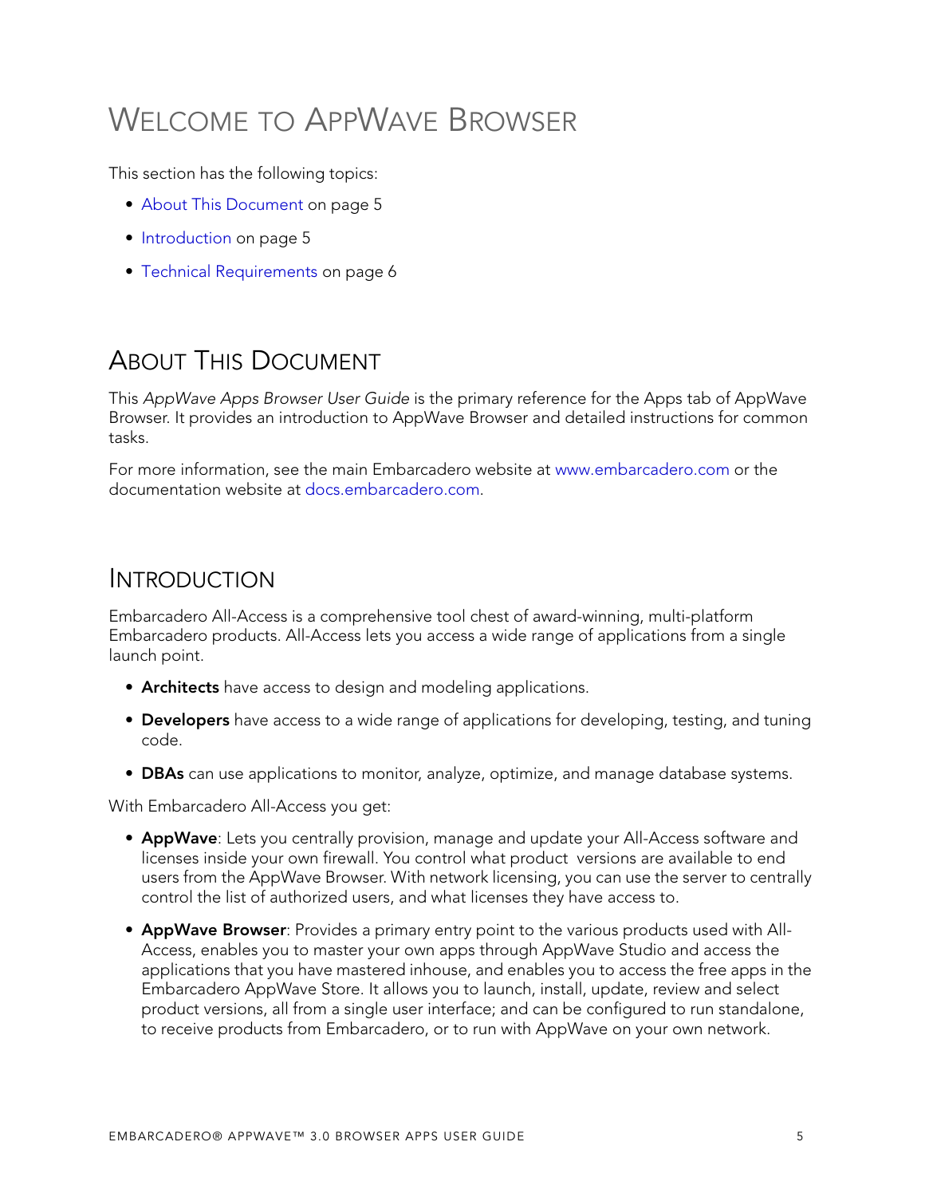# Welcome to AppWave Browser

This section has the following topics:

- About This Document on page 5
- Introduction on page 5
- Technical Requirements on page 6

## About This Document

This *AppWave Apps Browser User Guide* is the primary reference for the Apps tab of AppWave Browser. It provides an introduction to AppWave Browser and detailed instructions for common tasks.

For more information, see the main Embarcadero website at www.embarcadero.com or the documentation website at docs.embarcadero.com.

## Introduction

Embarcadero All-Access is a comprehensive tool chest of award-winning, multi-platform Embarcadero products. All-Access lets you access a wide range of applications from a single launch point.

- **Architects** have access to design and modeling applications.
- **Developers** have access to a wide range of applications for developing, testing, and tuning code.
- **DBAs** can use applications to monitor, analyze, optimize, and manage database systems.

With Embarcadero All-Access you get:

- **AppWave**: Lets you centrally provision, manage and update your All-Access software and licenses inside your own firewall. You control what product versions are available to end users from the AppWave Browser. With network licensing, you can use the server to centrally control the list of authorized users, and what licenses they have access to.
- **AppWave Browser**: Provides a primary entry point to the various products used with All-Access, enables you to master your own apps through AppWave Studio and access the applications that you have mastered inhouse, and enables you to access the free apps in the Embarcadero AppWave Store. It allows you to launch, install, update, review and select product versions, all from a single user interface; and can be configured to run standalone, to receive products from Embarcadero, or to run with AppWave on your own network.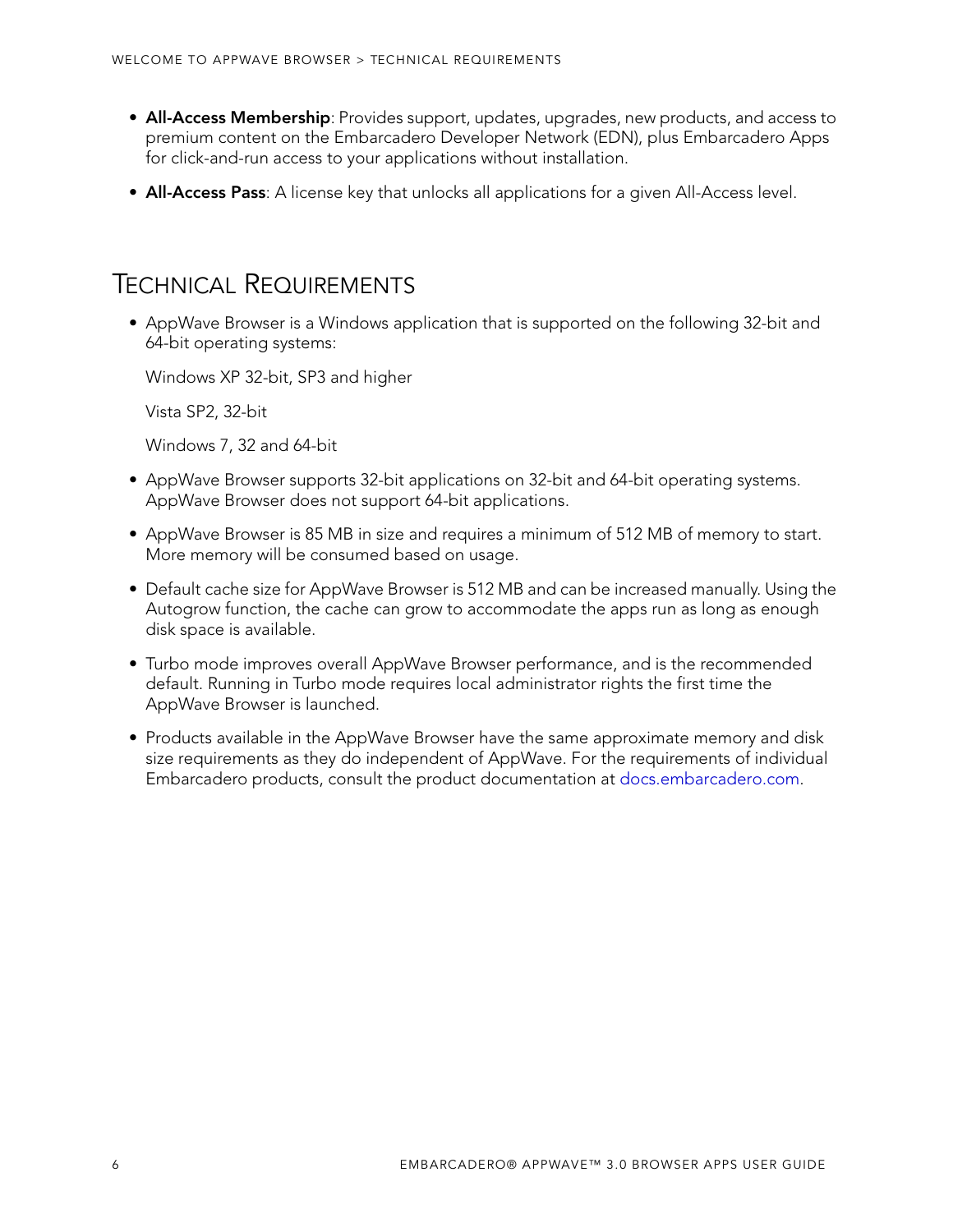- **All-Access Membership**: Provides support, updates, upgrades, new products, and access to premium content on the Embarcadero Developer Network (EDN), plus Embarcadero Apps for click-and-run access to your applications without installation.
- **All-Access Pass**: A license key that unlocks all applications for a given All-Access level.

## Technical Requirements

- AppWave Browser is a Windows application that is supported on the following 32-bit and 64-bit operating systems:

  Windows XP 32-bit, SP3 and higher

  Vista SP2, 32-bit

  Windows 7, 32 and 64-bit

- AppWave Browser supports 32-bit applications on 32-bit and 64-bit operating systems. AppWave Browser does not support 64-bit applications.
- AppWave Browser is 85 MB in size and requires a minimum of 512 MB of memory to start. More memory will be consumed based on usage.
- Default cache size for AppWave Browser is 512 MB and can be increased manually. Using the Autogrow function, the cache can grow to accommodate the apps run as long as enough disk space is available.
- Turbo mode improves overall AppWave Browser performance, and is the recommended default. Running in Turbo mode requires local administrator rights the first time the AppWave Browser is launched.
- Products available in the AppWave Browser have the same approximate memory and disk size requirements as they do independent of AppWave. For the requirements of individual Embarcadero products, consult the product documentation at docs.embarcadero.com.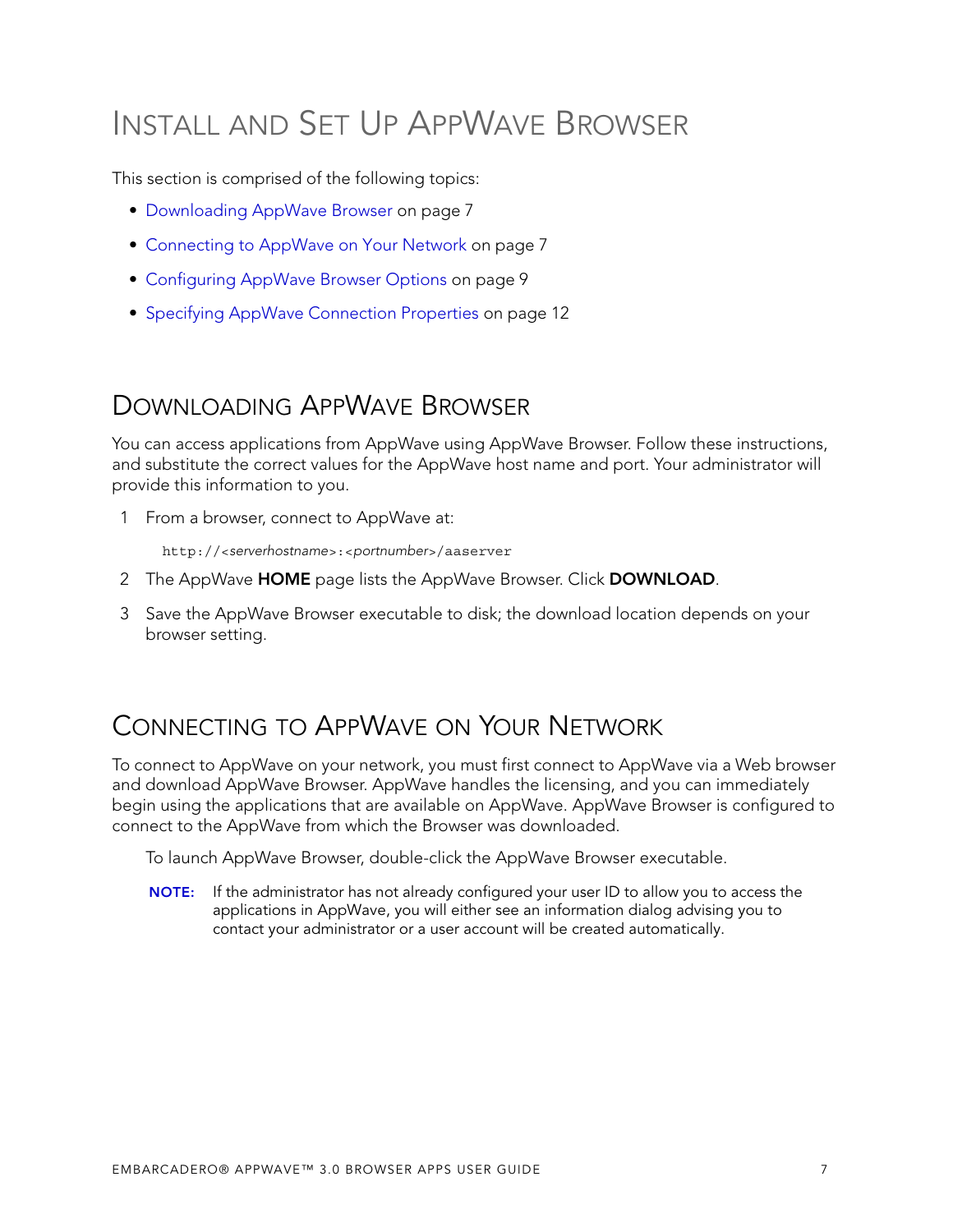# INSTALL AND SET UP APPWAVE BROWSER

This section is comprised of the following topics:

- Downloading AppWave Browser on page 7
- Connecting to AppWave on Your Network on page 7
- Configuring AppWave Browser Options on page 9
- Specifying AppWave Connection Properties on page 12

## DOWNLOADING APPWAVE BROWSER

You can access applications from AppWave using AppWave Browser. Follow these instructions, and substitute the correct values for the AppWave host name and port. Your administrator will provide this information to you.

1. From a browser, connect to AppWave at:

   ```
   http://<serverhostname>:<portnumber>/aaserver
   ```

2. The AppWave **HOME** page lists the AppWave Browser. Click **DOWNLOAD**.
3. Save the AppWave Browser executable to disk; the download location depends on your browser setting.

## CONNECTING TO APPWAVE ON YOUR NETWORK

To connect to AppWave on your network, you must first connect to AppWave via a Web browser and download AppWave Browser. AppWave handles the licensing, and you can immediately begin using the applications that are available on AppWave. AppWave Browser is configured to connect to the AppWave from which the Browser was downloaded.

To launch AppWave Browser, double-click the AppWave Browser executable.

**NOTE:** If the administrator has not already configured your user ID to allow you to access the applications in AppWave, you will either see an information dialog advising you to contact your administrator or a user account will be created automatically.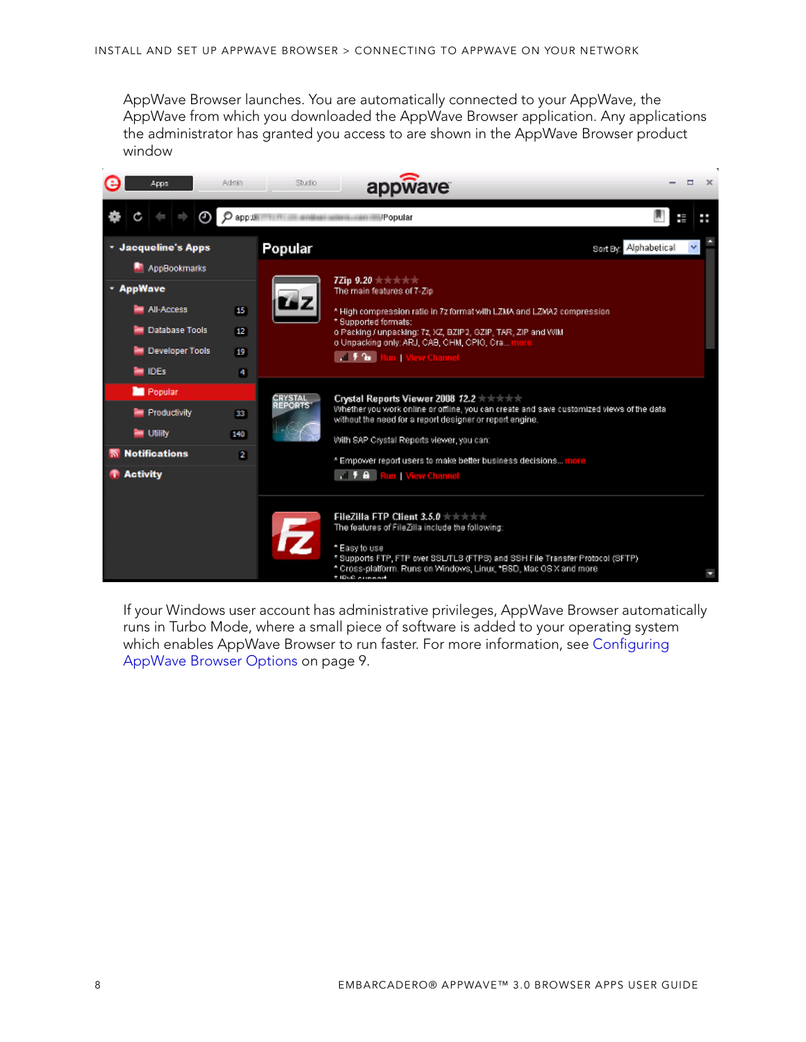AppWave Browser launches. You are automatically connected to your AppWave, the AppWave from which you downloaded the AppWave Browser application. Any applications the administrator has granted you access to are shown in the AppWave Browser product window

If your Windows user account has administrative privileges, AppWave Browser automatically runs in Turbo Mode, where a small piece of software is added to your operating system which enables AppWave Browser to run faster. For more information, see Configuring AppWave Browser Options on page 9.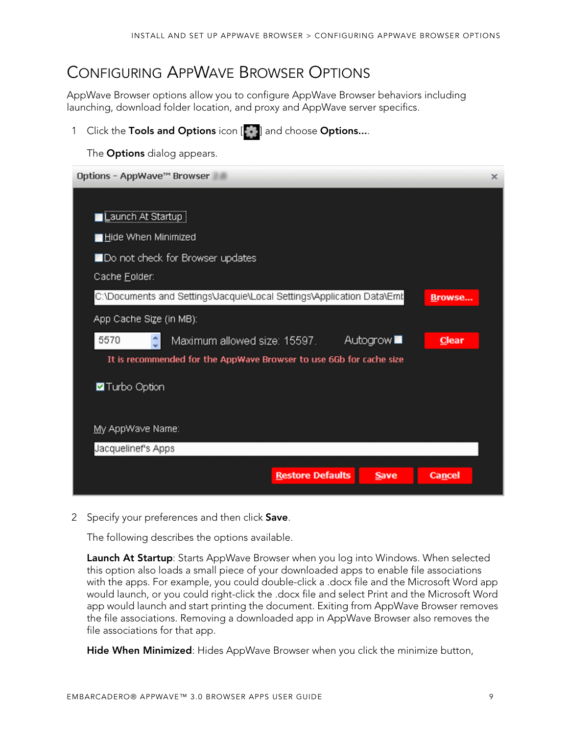# Configuring AppWave Browser Options

AppWave Browser options allow you to configure AppWave Browser behaviors including launching, download folder location, and proxy and AppWave server specifics.

1. Click the **Tools and Options** icon [ ] and choose **Options...**.

   The **Options** dialog appears.

2. Specify your preferences and then click **Save**.

   The following describes the options available.

   **Launch At Startup**: Starts AppWave Browser when you log into Windows. When selected this option also loads a small piece of your downloaded apps to enable file associations with the apps. For example, you could double-click a .docx file and the Microsoft Word app would launch, or you could right-click the .docx file and select Print and the Microsoft Word app would launch and start printing the document. Exiting from AppWave Browser removes the file associations. Removing a downloaded app in AppWave Browser also removes the file associations for that app.

   **Hide When Minimized**: Hides AppWave Browser when you click the minimize button,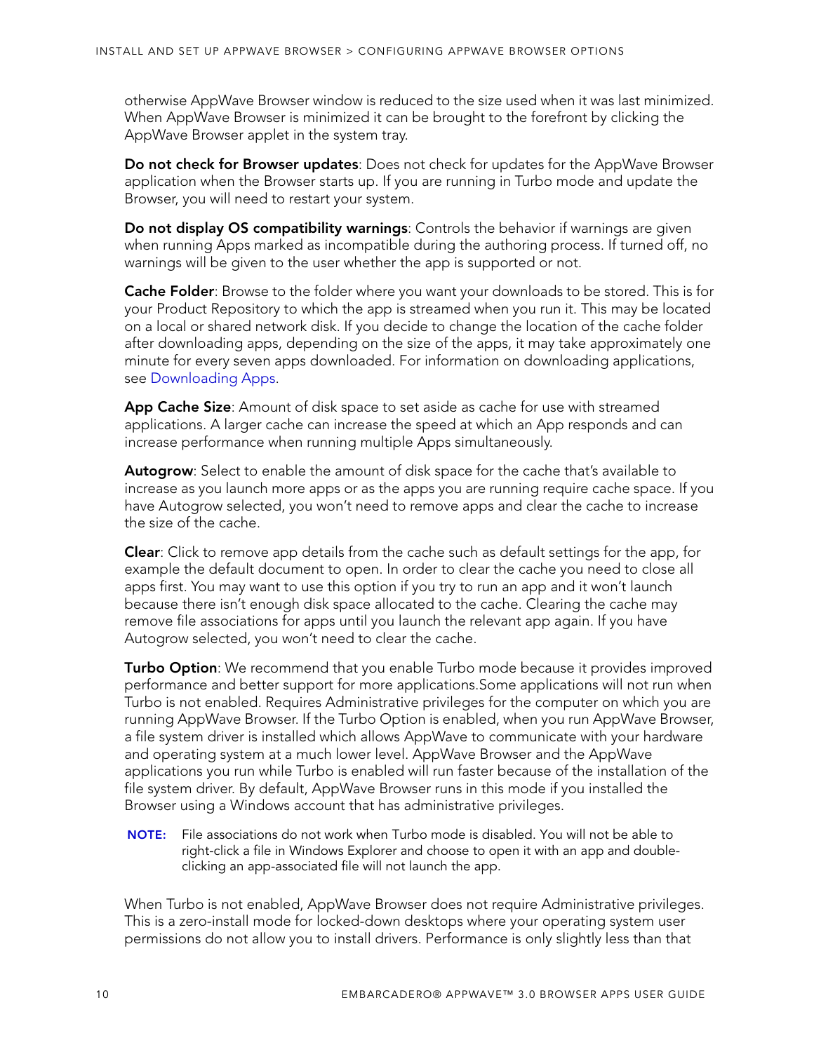otherwise AppWave Browser window is reduced to the size used when it was last minimized. When AppWave Browser is minimized it can be brought to the forefront by clicking the AppWave Browser applet in the system tray.

**Do not check for Browser updates**: Does not check for updates for the AppWave Browser application when the Browser starts up. If you are running in Turbo mode and update the Browser, you will need to restart your system.

**Do not display OS compatibility warnings**: Controls the behavior if warnings are given when running Apps marked as incompatible during the authoring process. If turned off, no warnings will be given to the user whether the app is supported or not.

**Cache Folder**: Browse to the folder where you want your downloads to be stored. This is for your Product Repository to which the app is streamed when you run it. This may be located on a local or shared network disk. If you decide to change the location of the cache folder after downloading apps, depending on the size of the apps, it may take approximately one minute for every seven apps downloaded. For information on downloading applications, see Downloading Apps.

**App Cache Size**: Amount of disk space to set aside as cache for use with streamed applications. A larger cache can increase the speed at which an App responds and can increase performance when running multiple Apps simultaneously.

**Autogrow**: Select to enable the amount of disk space for the cache that's available to increase as you launch more apps or as the apps you are running require cache space. If you have Autogrow selected, you won't need to remove apps and clear the cache to increase the size of the cache.

**Clear**: Click to remove app details from the cache such as default settings for the app, for example the default document to open. In order to clear the cache you need to close all apps first. You may want to use this option if you try to run an app and it won't launch because there isn't enough disk space allocated to the cache. Clearing the cache may remove file associations for apps until you launch the relevant app again. If you have Autogrow selected, you won't need to clear the cache.

**Turbo Option**: We recommend that you enable Turbo mode because it provides improved performance and better support for more applications.Some applications will not run when Turbo is not enabled. Requires Administrative privileges for the computer on which you are running AppWave Browser. If the Turbo Option is enabled, when you run AppWave Browser, a file system driver is installed which allows AppWave to communicate with your hardware and operating system at a much lower level. AppWave Browser and the AppWave applications you run while Turbo is enabled will run faster because of the installation of the file system driver. By default, AppWave Browser runs in this mode if you installed the Browser using a Windows account that has administrative privileges.

**NOTE:** File associations do not work when Turbo mode is disabled. You will not be able to right-click a file in Windows Explorer and choose to open it with an app and double-clicking an app-associated file will not launch the app.

When Turbo is not enabled, AppWave Browser does not require Administrative privileges. This is a zero-install mode for locked-down desktops where your operating system user permissions do not allow you to install drivers. Performance is only slightly less than that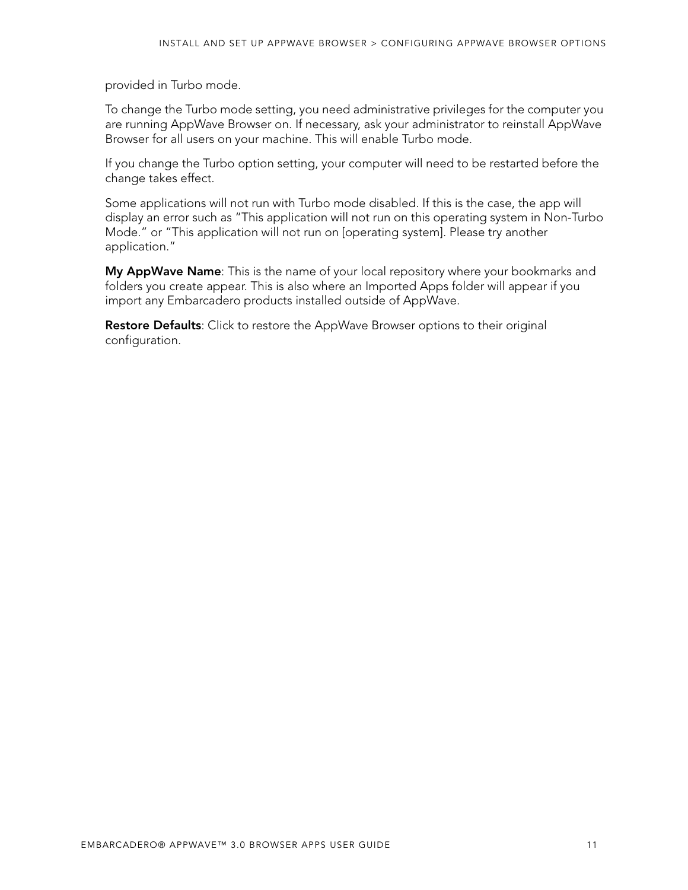provided in Turbo mode.

To change the Turbo mode setting, you need administrative privileges for the computer you are running AppWave Browser on. If necessary, ask your administrator to reinstall AppWave Browser for all users on your machine. This will enable Turbo mode.

If you change the Turbo option setting, your computer will need to be restarted before the change takes effect.

Some applications will not run with Turbo mode disabled. If this is the case, the app will display an error such as “This application will not run on this operating system in Non-Turbo Mode.” or “This application will not run on [operating system]. Please try another application.“

**My AppWave Name**: This is the name of your local repository where your bookmarks and folders you create appear. This is also where an Imported Apps folder will appear if you import any Embarcadero products installed outside of AppWave.

**Restore Defaults**: Click to restore the AppWave Browser options to their original configuration.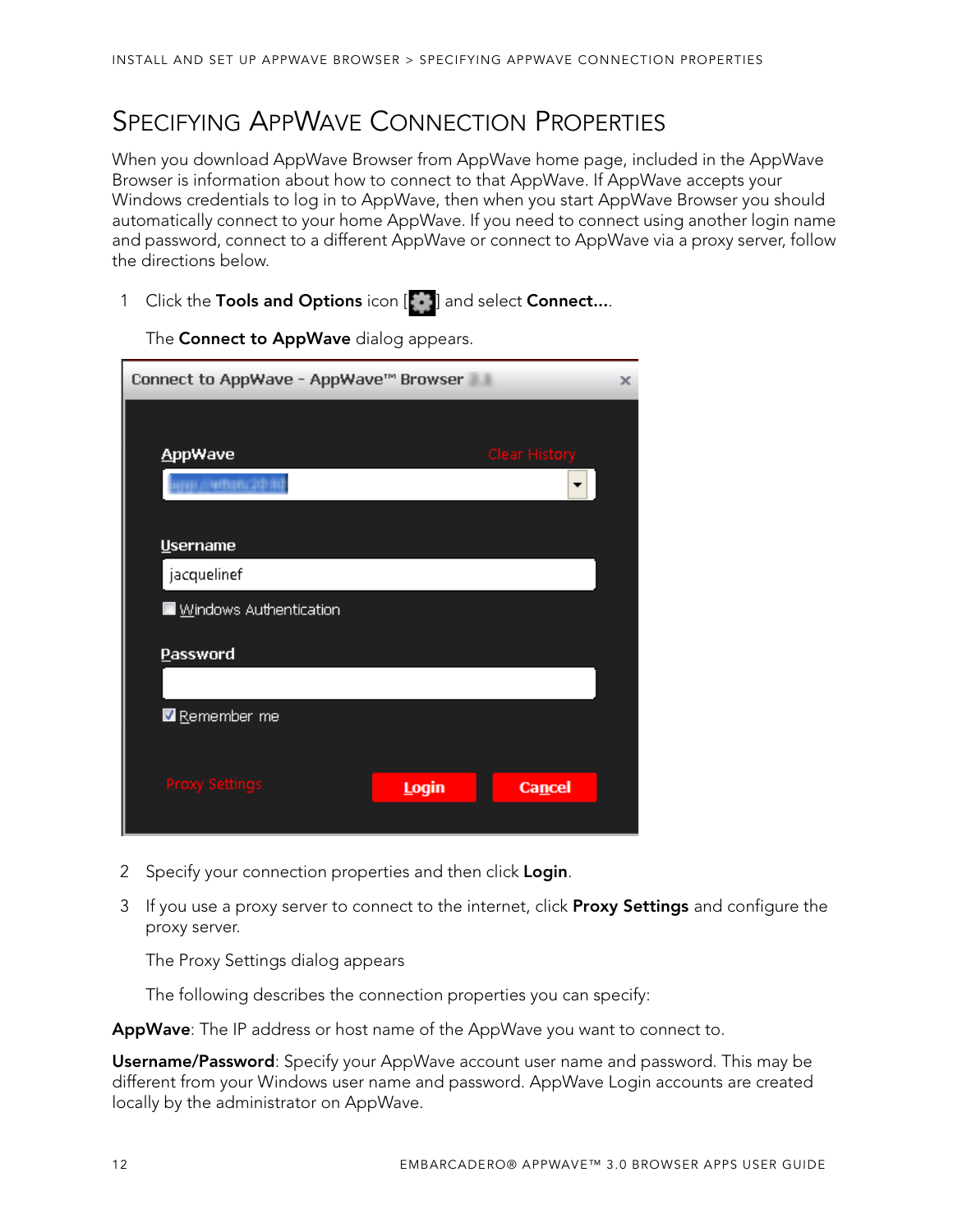# Specifying AppWave Connection Properties

When you download AppWave Browser from AppWave home page, included in the AppWave Browser is information about how to connect to that AppWave. If AppWave accepts your Windows credentials to log in to AppWave, then when you start AppWave Browser you should automatically connect to your home AppWave. If you need to connect using another login name and password, connect to a different AppWave or connect to AppWave via a proxy server, follow the directions below.

1. Click the **Tools and Options** icon [ ] and select **Connect...**.

   The **Connect to AppWave** dialog appears.

2. Specify your connection properties and then click **Login**.

3. If you use a proxy server to connect to the internet, click **Proxy Settings** and configure the proxy server.

   The Proxy Settings dialog appears

   The following describes the connection properties you can specify:

**AppWave**: The IP address or host name of the AppWave you want to connect to.

**Username/Password**: Specify your AppWave account user name and password. This may be different from your Windows user name and password. AppWave Login accounts are created locally by the administrator on AppWave.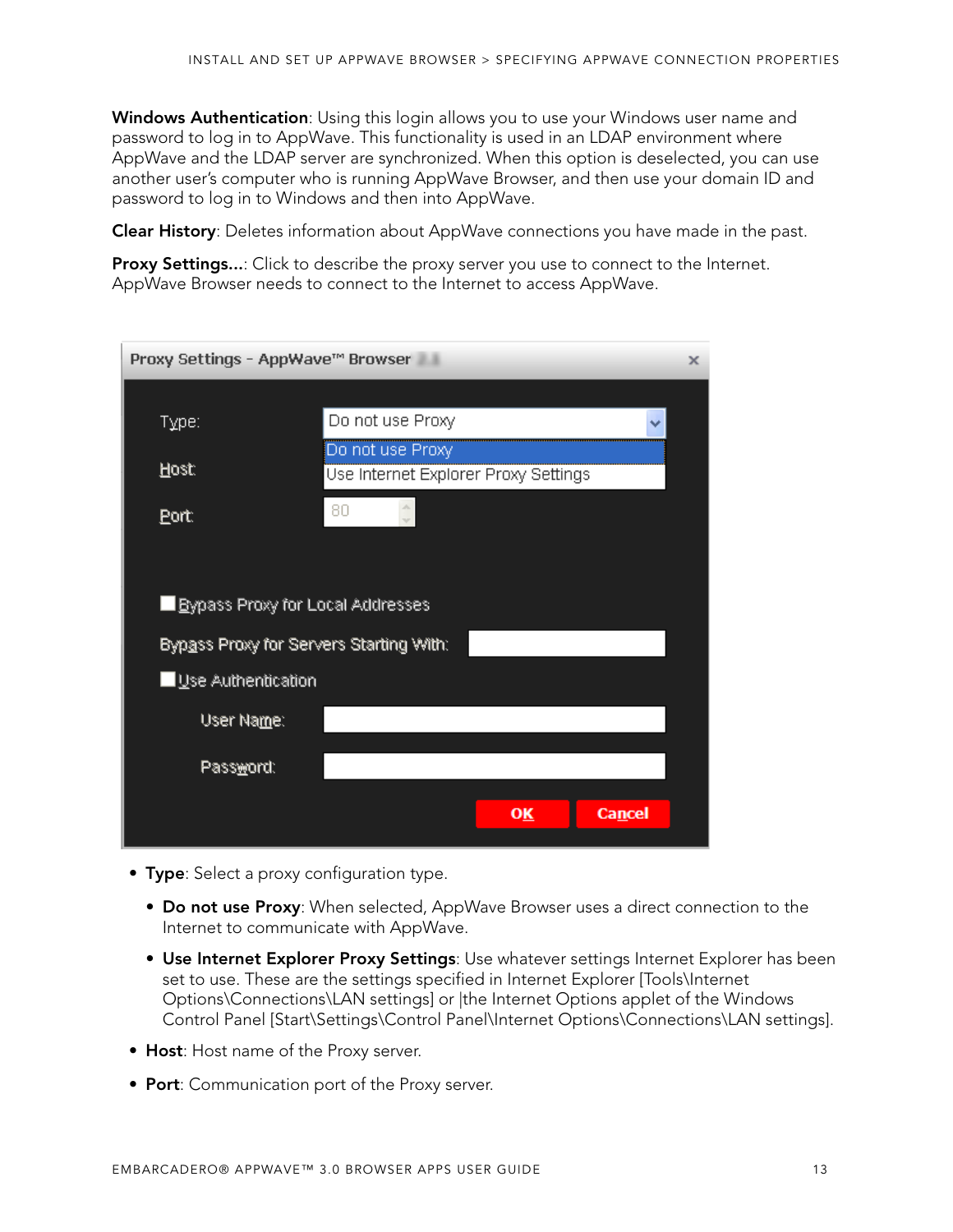**Windows Authentication**: Using this login allows you to use your Windows user name and password to log in to AppWave. This functionality is used in an LDAP environment where AppWave and the LDAP server are synchronized. When this option is deselected, you can use another user's computer who is running AppWave Browser, and then use your domain ID and password to log in to Windows and then into AppWave.

**Clear History**: Deletes information about AppWave connections you have made in the past.

**Proxy Settings...**: Click to describe the proxy server you use to connect to the Internet. AppWave Browser needs to connect to the Internet to access AppWave.

- **Type**: Select a proxy configuration type.
  - **Do not use Proxy**: When selected, AppWave Browser uses a direct connection to the Internet to communicate with AppWave.
  - **Use Internet Explorer Proxy Settings**: Use whatever settings Internet Explorer has been set to use. These are the settings specified in Internet Explorer [Tools\Internet Options\Connections\LAN settings] or |the Internet Options applet of the Windows Control Panel [Start\Settings\Control Panel\Internet Options\Connections\LAN settings].
- **Host**: Host name of the Proxy server.
- **Port**: Communication port of the Proxy server.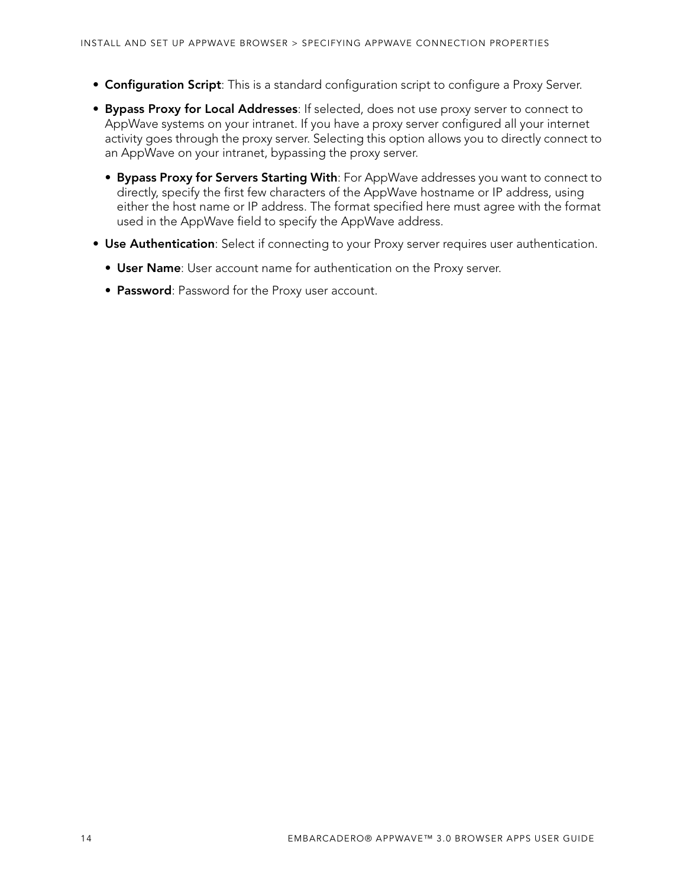- **Configuration Script**: This is a standard configuration script to configure a Proxy Server.
- **Bypass Proxy for Local Addresses**: If selected, does not use proxy server to connect to AppWave systems on your intranet. If you have a proxy server configured all your internet activity goes through the proxy server. Selecting this option allows you to directly connect to an AppWave on your intranet, bypassing the proxy server.
  - **Bypass Proxy for Servers Starting With**: For AppWave addresses you want to connect to directly, specify the first few characters of the AppWave hostname or IP address, using either the host name or IP address. The format specified here must agree with the format used in the AppWave field to specify the AppWave address.
- **Use Authentication**: Select if connecting to your Proxy server requires user authentication.
  - **User Name**: User account name for authentication on the Proxy server.
  - **Password**: Password for the Proxy user account.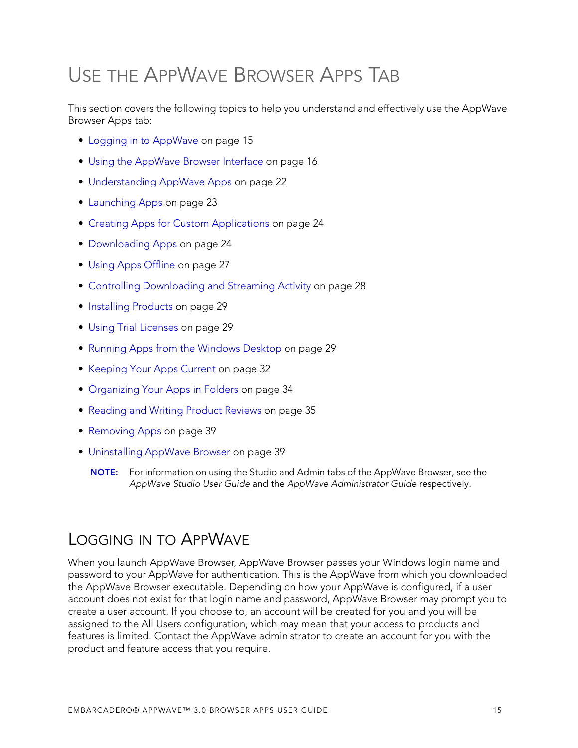# Use the AppWave Browser Apps Tab

This section covers the following topics to help you understand and effectively use the AppWave Browser Apps tab:

- Logging in to AppWave on page 15
- Using the AppWave Browser Interface on page 16
- Understanding AppWave Apps on page 22
- Launching Apps on page 23
- Creating Apps for Custom Applications on page 24
- Downloading Apps on page 24
- Using Apps Offline on page 27
- Controlling Downloading and Streaming Activity on page 28
- Installing Products on page 29
- Using Trial Licenses on page 29
- Running Apps from the Windows Desktop on page 29
- Keeping Your Apps Current on page 32
- Organizing Your Apps in Folders on page 34
- Reading and Writing Product Reviews on page 35
- Removing Apps on page 39
- Uninstalling AppWave Browser on page 39

**NOTE:** For information on using the Studio and Admin tabs of the AppWave Browser, see the *AppWave Studio User Guide* and the *AppWave Administrator Guide* respectively.

## Logging in to AppWave

When you launch AppWave Browser, AppWave Browser passes your Windows login name and password to your AppWave for authentication. This is the AppWave from which you downloaded the AppWave Browser executable. Depending on how your AppWave is configured, if a user account does not exist for that login name and password, AppWave Browser may prompt you to create a user account. If you choose to, an account will be created for you and you will be assigned to the All Users configuration, which may mean that your access to products and features is limited. Contact the AppWave administrator to create an account for you with the product and feature access that you require.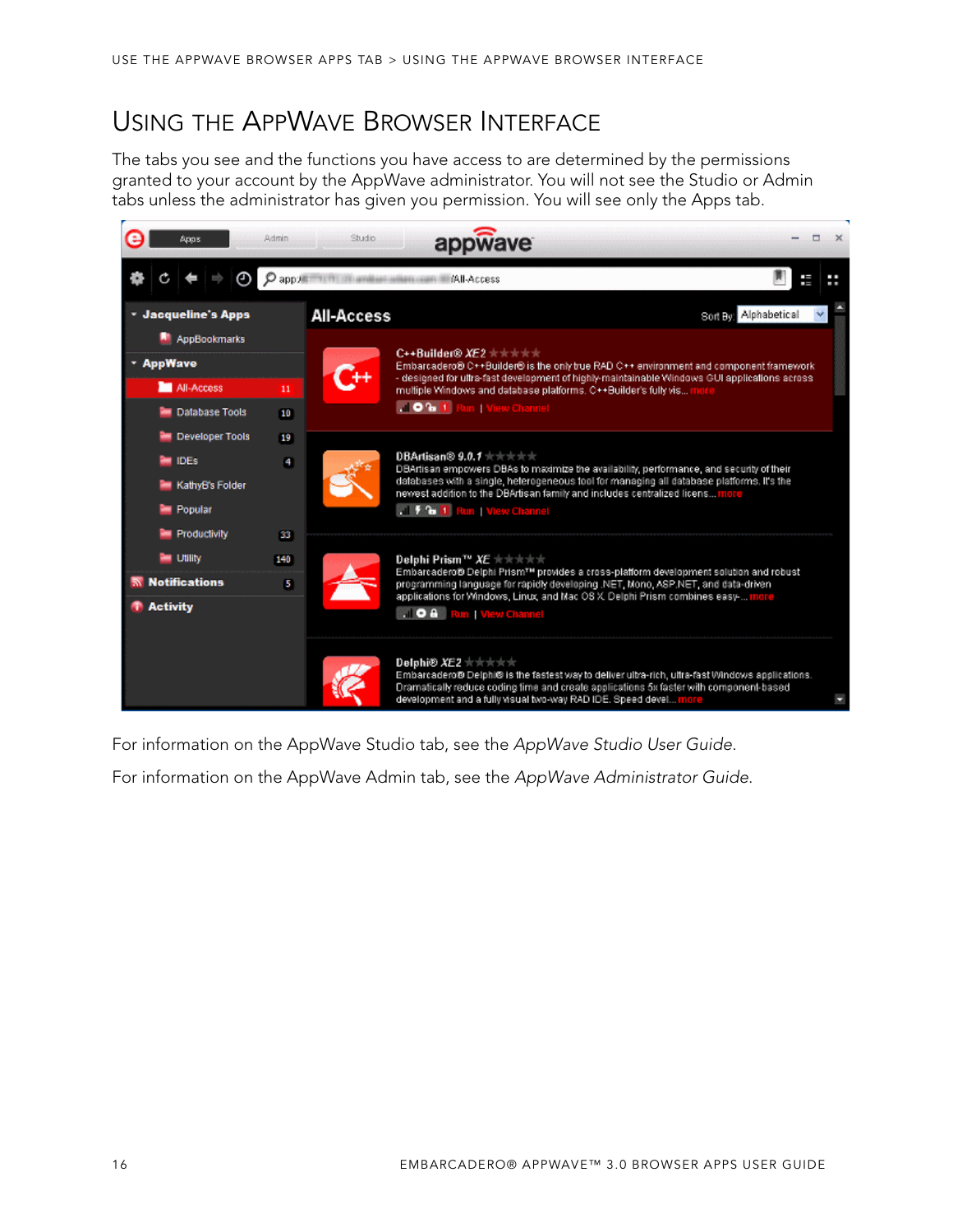# Using the AppWave Browser Interface

The tabs you see and the functions you have access to are determined by the permissions granted to your account by the AppWave administrator. You will not see the Studio or Admin tabs unless the administrator has given you permission. You will see only the Apps tab.

For information on the AppWave Studio tab, see the *AppWave Studio User Guide*.

For information on the AppWave Admin tab, see the *AppWave Administrator Guide*.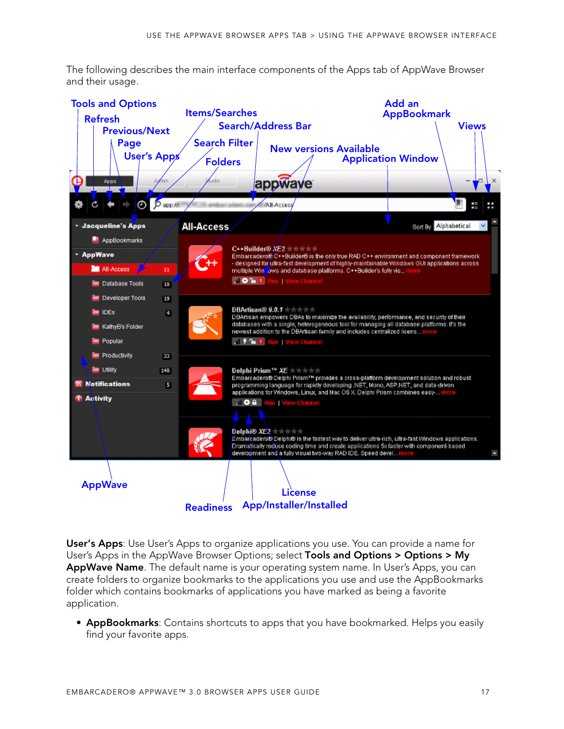The following describes the main interface components of the Apps tab of AppWave Browser and their usage.

**User's Apps**: Use User's Apps to organize applications you use. You can provide a name for User's Apps in the AppWave Browser Options; select **Tools and Options > Options > My AppWave Name**. The default name is your operating system name. In User's Apps, you can create folders to organize bookmarks to the applications you use and use the AppBookmarks folder which contains bookmarks of applications you have marked as being a favorite application.

- **AppBookmarks**: Contains shortcuts to apps that you have bookmarked. Helps you easily find your favorite apps.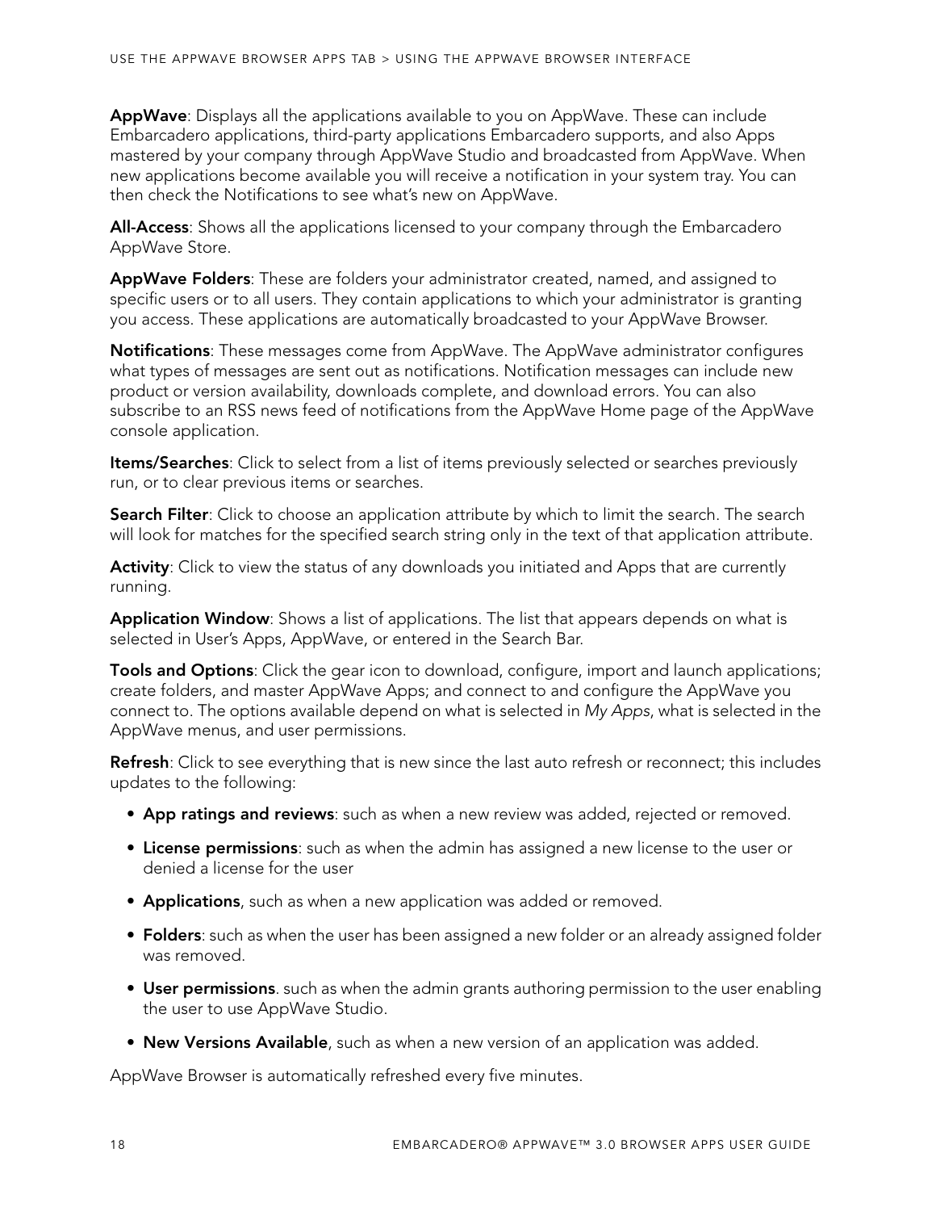**AppWave**: Displays all the applications available to you on AppWave. These can include Embarcadero applications, third-party applications Embarcadero supports, and also Apps mastered by your company through AppWave Studio and broadcasted from AppWave. When new applications become available you will receive a notification in your system tray. You can then check the Notifications to see what's new on AppWave.

**All-Access**: Shows all the applications licensed to your company through the Embarcadero AppWave Store.

**AppWave Folders**: These are folders your administrator created, named, and assigned to specific users or to all users. They contain applications to which your administrator is granting you access. These applications are automatically broadcasted to your AppWave Browser.

**Notifications**: These messages come from AppWave. The AppWave administrator configures what types of messages are sent out as notifications. Notification messages can include new product or version availability, downloads complete, and download errors. You can also subscribe to an RSS news feed of notifications from the AppWave Home page of the AppWave console application.

**Items/Searches**: Click to select from a list of items previously selected or searches previously run, or to clear previous items or searches.

**Search Filter**: Click to choose an application attribute by which to limit the search. The search will look for matches for the specified search string only in the text of that application attribute.

**Activity**: Click to view the status of any downloads you initiated and Apps that are currently running.

**Application Window**: Shows a list of applications. The list that appears depends on what is selected in User's Apps, AppWave, or entered in the Search Bar.

**Tools and Options**: Click the gear icon to download, configure, import and launch applications; create folders, and master AppWave Apps; and connect to and configure the AppWave you connect to. The options available depend on what is selected in *My Apps*, what is selected in the AppWave menus, and user permissions.

**Refresh**: Click to see everything that is new since the last auto refresh or reconnect; this includes updates to the following:

- **App ratings and reviews**: such as when a new review was added, rejected or removed.
- **License permissions**: such as when the admin has assigned a new license to the user or denied a license for the user
- **Applications**, such as when a new application was added or removed.
- **Folders**: such as when the user has been assigned a new folder or an already assigned folder was removed.
- **User permissions**. such as when the admin grants authoring permission to the user enabling the user to use AppWave Studio.
- **New Versions Available**, such as when a new version of an application was added.

AppWave Browser is automatically refreshed every five minutes.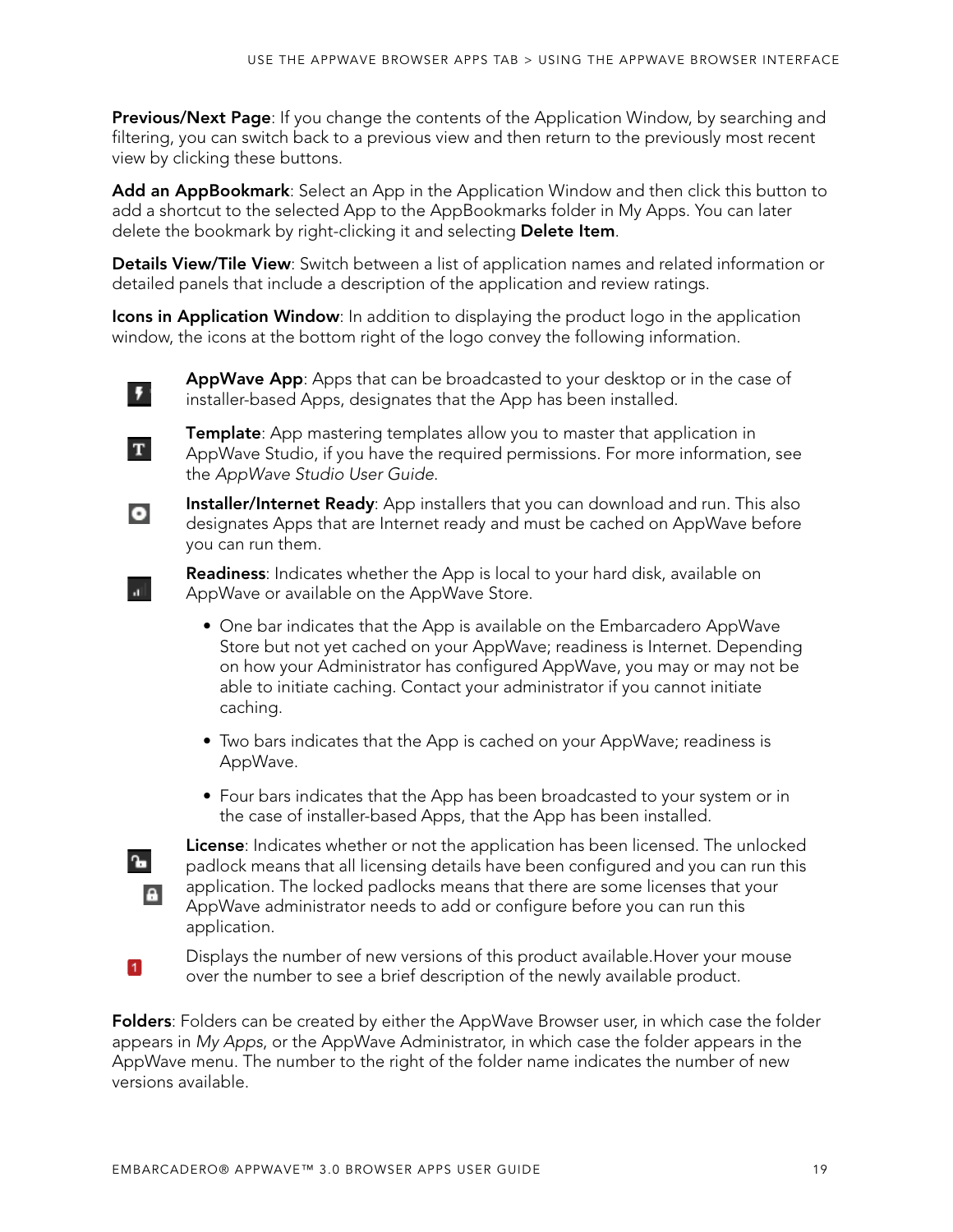**Previous/Next Page**: If you change the contents of the Application Window, by searching and filtering, you can switch back to a previous view and then return to the previously most recent view by clicking these buttons.

**Add an AppBookmark**: Select an App in the Application Window and then click this button to add a shortcut to the selected App to the AppBookmarks folder in My Apps. You can later delete the bookmark by right-clicking it and selecting **Delete Item**.

**Details View/Tile View**: Switch between a list of application names and related information or detailed panels that include a description of the application and review ratings.

**Icons in Application Window**: In addition to displaying the product logo in the application window, the icons at the bottom right of the logo convey the following information.

**AppWave App**: Apps that can be broadcasted to your desktop or in the case of installer-based Apps, designates that the App has been installed.

**Template**: App mastering templates allow you to master that application in AppWave Studio, if you have the required permissions. For more information, see the *AppWave Studio User Guide*.

**Installer/Internet Ready**: App installers that you can download and run. This also designates Apps that are Internet ready and must be cached on AppWave before you can run them.

**Readiness**: Indicates whether the App is local to your hard disk, available on AppWave or available on the AppWave Store.

- One bar indicates that the App is available on the Embarcadero AppWave Store but not yet cached on your AppWave; readiness is Internet. Depending on how your Administrator has configured AppWave, you may or may not be able to initiate caching. Contact your administrator if you cannot initiate caching.
- Two bars indicates that the App is cached on your AppWave; readiness is AppWave.
- Four bars indicates that the App has been broadcasted to your system or in the case of installer-based Apps, that the App has been installed.

**License**: Indicates whether or not the application has been licensed. The unlocked padlock means that all licensing details have been configured and you can run this application. The locked padlocks means that there are some licenses that your AppWave administrator needs to add or configure before you can run this application.

Displays the number of new versions of this product available.Hover your mouse over the number to see a brief description of the newly available product.

**Folders**: Folders can be created by either the AppWave Browser user, in which case the folder appears in *My Apps*, or the AppWave Administrator, in which case the folder appears in the AppWave menu. The number to the right of the folder name indicates the number of new versions available.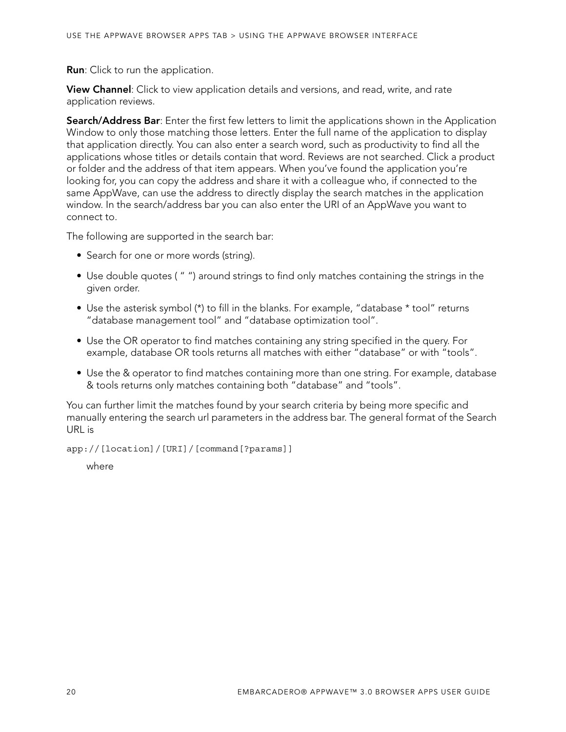**Run**: Click to run the application.

**View Channel**: Click to view application details and versions, and read, write, and rate application reviews.

**Search/Address Bar**: Enter the first few letters to limit the applications shown in the Application Window to only those matching those letters. Enter the full name of the application to display that application directly. You can also enter a search word, such as productivity to find all the applications whose titles or details contain that word. Reviews are not searched. Click a product or folder and the address of that item appears. When you've found the application you're looking for, you can copy the address and share it with a colleague who, if connected to the same AppWave, can use the address to directly display the search matches in the application window. In the search/address bar you can also enter the URI of an AppWave you want to connect to.

The following are supported in the search bar:

- Search for one or more words (string).
- Use double quotes ( " ") around strings to find only matches containing the strings in the given order.
- Use the asterisk symbol (*) to fill in the blanks. For example, "database * tool" returns "database management tool" and "database optimization tool".
- Use the OR operator to find matches containing any string specified in the query. For example, database OR tools returns all matches with either "database" or with "tools".
- Use the & operator to find matches containing more than one string. For example, database & tools returns only matches containing both "database" and "tools".

You can further limit the matches found by your search criteria by being more specific and manually entering the search url parameters in the address bar. The general format of the Search URL is

```
app://[location]/[URI]/[command[?params]]
```

where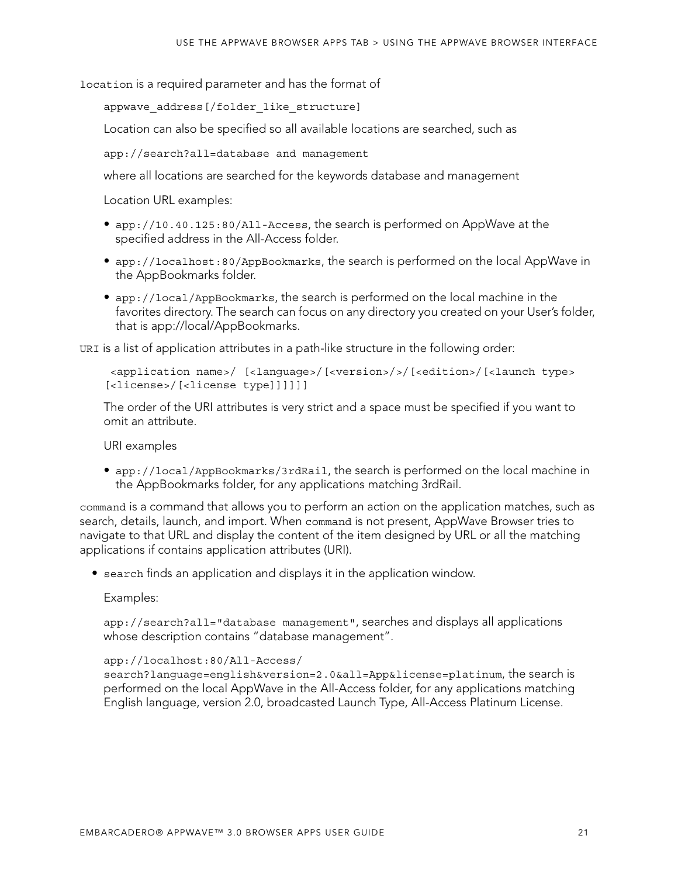`location` is a required parameter and has the format of

```
appwave_address[/folder_like_structure]
```

Location can also be specified so all available locations are searched, such as

```
app://search?all=database and management
```

where all locations are searched for the keywords database and management

Location URL examples:

- `app://10.40.125:80/All-Access`, the search is performed on AppWave at the specified address in the All-Access folder.
- `app://localhost:80/AppBookmarks`, the search is performed on the local AppWave in the AppBookmarks folder.
- `app://local/AppBookmarks`, the search is performed on the local machine in the favorites directory. The search can focus on any directory you created on your User's folder, that is app://local/AppBookmarks.

`URI` is a list of application attributes in a path-like structure in the following order:

```
<application name>/ [<language>/[<version>/>/[<edition>/[<launch type>
[<license>/[<license type]]]]]]
```

The order of the URI attributes is very strict and a space must be specified if you want to omit an attribute.

URI examples

- `app://local/AppBookmarks/3rdRail`, the search is performed on the local machine in the AppBookmarks folder, for any applications matching 3rdRail.

`command` is a command that allows you to perform an action on the application matches, such as search, details, launch, and import. When `command` is not present, AppWave Browser tries to navigate to that URL and display the content of the item designed by URL or all the matching applications if contains application attributes (URI).

- `search` finds an application and displays it in the application window.

  Examples:

  `app://search?all="database management"`, searches and displays all applications whose description contains "database management".

  `app://localhost:80/All-Access/search?language=english&version=2.0&all=App&license=platinum`, the search is performed on the local AppWave in the All-Access folder, for any applications matching English language, version 2.0, broadcasted Launch Type, All-Access Platinum License.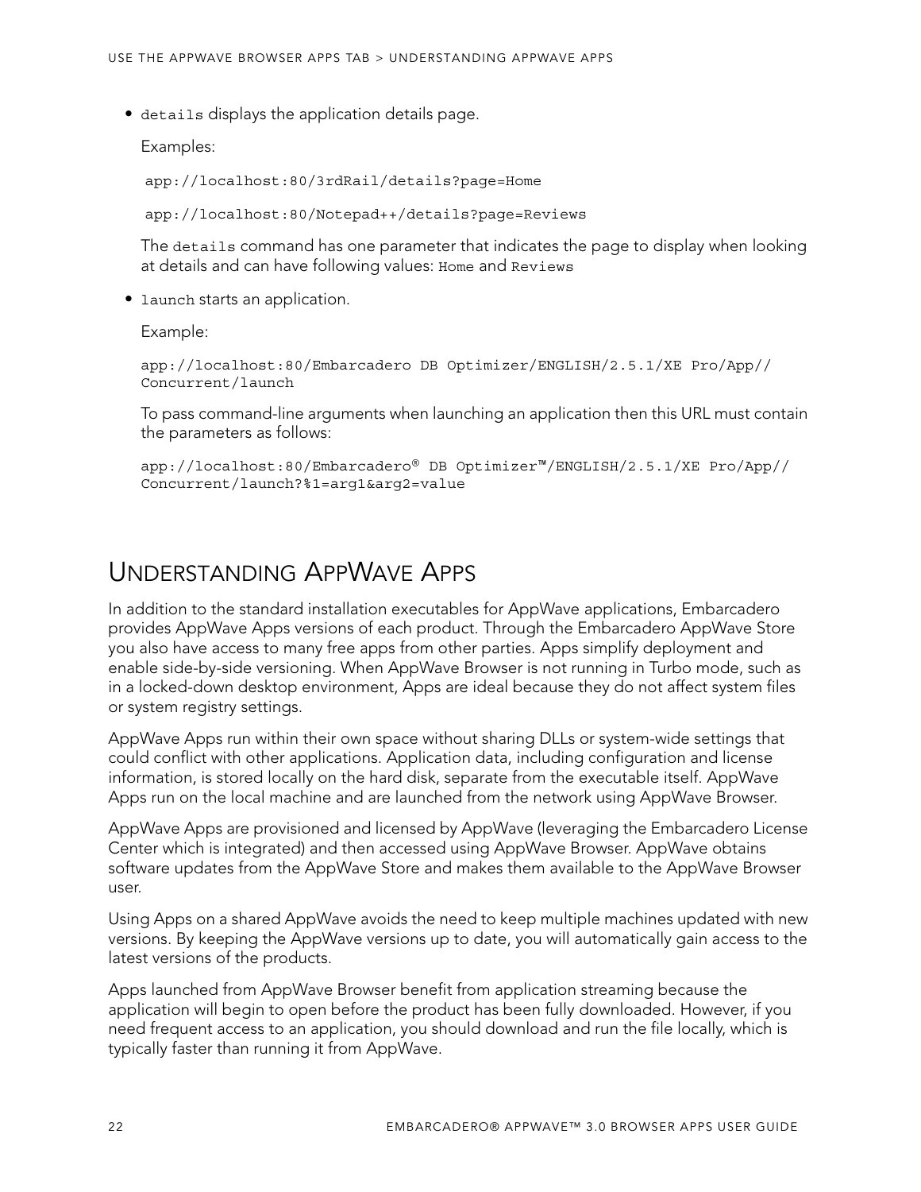- `details` displays the application details page.

  Examples:

  ```
  app://localhost:80/3rdRail/details?page=Home
  ```

  ```
  app://localhost:80/Notepad++/details?page=Reviews
  ```

  The `details` command has one parameter that indicates the page to display when looking at details and can have following values: `Home` and `Reviews`

- `launch` starts an application.

  Example:

  ```
  app://localhost:80/Embarcadero DB Optimizer/ENGLISH/2.5.1/XE Pro/App//
  Concurrent/launch
  ```

  To pass command-line arguments when launching an application then this URL must contain the parameters as follows:

  ```
  app://localhost:80/Embarcadero® DB Optimizer™/ENGLISH/2.5.1/XE Pro/App//
  Concurrent/launch?%1=arg1&arg2=value
  ```

## Understanding AppWave Apps

In addition to the standard installation executables for AppWave applications, Embarcadero provides AppWave Apps versions of each product. Through the Embarcadero AppWave Store you also have access to many free apps from other parties. Apps simplify deployment and enable side-by-side versioning. When AppWave Browser is not running in Turbo mode, such as in a locked-down desktop environment, Apps are ideal because they do not affect system files or system registry settings.

AppWave Apps run within their own space without sharing DLLs or system-wide settings that could conflict with other applications. Application data, including configuration and license information, is stored locally on the hard disk, separate from the executable itself. AppWave Apps run on the local machine and are launched from the network using AppWave Browser.

AppWave Apps are provisioned and licensed by AppWave (leveraging the Embarcadero License Center which is integrated) and then accessed using AppWave Browser. AppWave obtains software updates from the AppWave Store and makes them available to the AppWave Browser user.

Using Apps on a shared AppWave avoids the need to keep multiple machines updated with new versions. By keeping the AppWave versions up to date, you will automatically gain access to the latest versions of the products.

Apps launched from AppWave Browser benefit from application streaming because the application will begin to open before the product has been fully downloaded. However, if you need frequent access to an application, you should download and run the file locally, which is typically faster than running it from AppWave.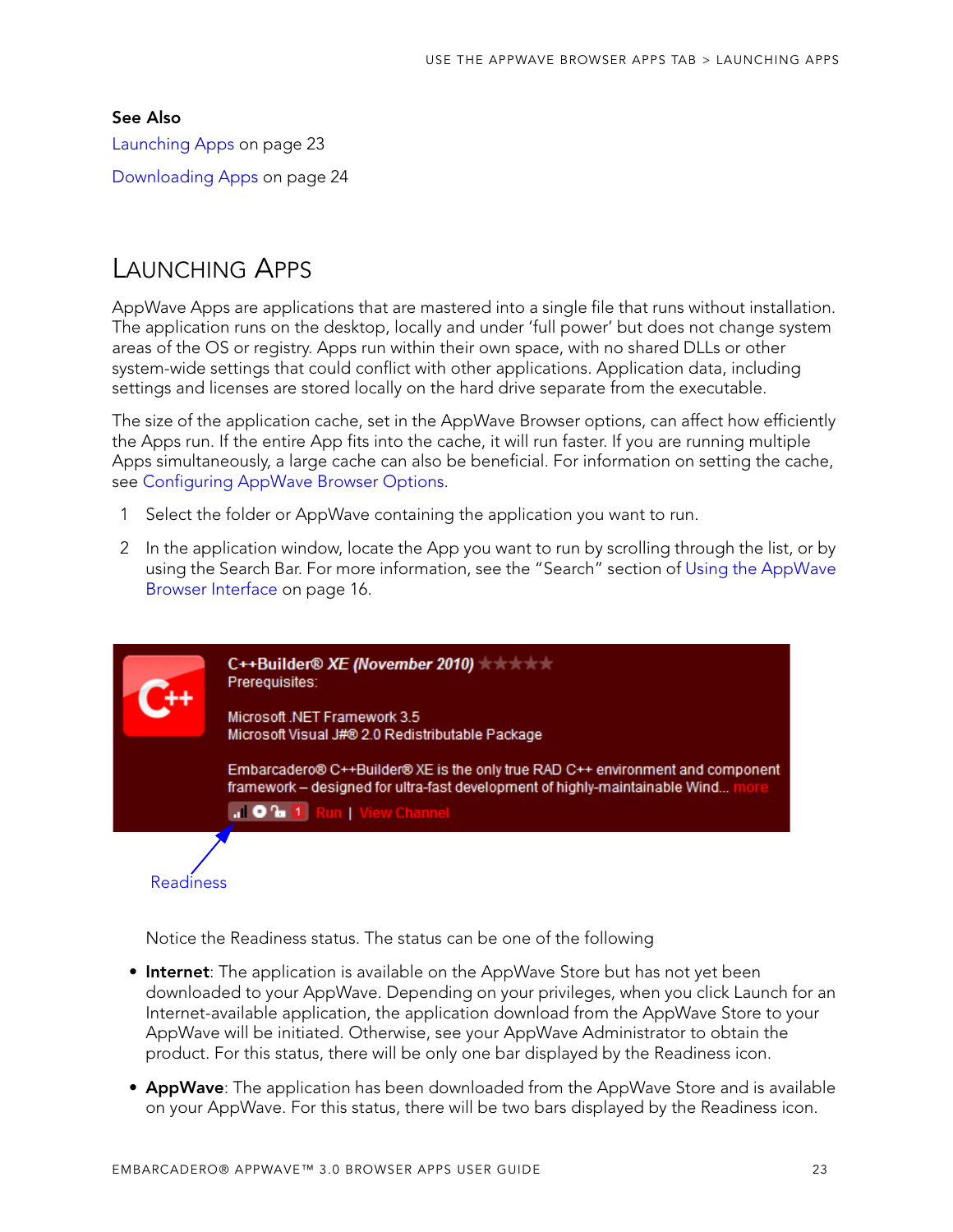**See Also**

Launching Apps on page 23

Downloading Apps on page 24

# Launching Apps

AppWave Apps are applications that are mastered into a single file that runs without installation. The application runs on the desktop, locally and under 'full power' but does not change system areas of the OS or registry. Apps run within their own space, with no shared DLLs or other system-wide settings that could conflict with other applications. Application data, including settings and licenses are stored locally on the hard drive separate from the executable.

The size of the application cache, set in the AppWave Browser options, can affect how efficiently the Apps run. If the entire App fits into the cache, it will run faster. If you are running multiple Apps simultaneously, a large cache can also be beneficial. For information on setting the cache, see Configuring AppWave Browser Options.

1. Select the folder or AppWave containing the application you want to run.
2. In the application window, locate the App you want to run by scrolling through the list, or by using the Search Bar. For more information, see the "Search" section of Using the AppWave Browser Interface on page 16.

C++Builder® XE (November 2010)
Prerequisites:

Microsoft .NET Framework 3.5
Microsoft Visual J#® 2.0 Redistributable Package

Embarcadero® C++Builder® XE is the only true RAD C++ environment and component framework – designed for ultra-fast development of highly-maintainable Wind... more

Run | View Channel

Readiness

Notice the Readiness status. The status can be one of the following

- **Internet**: The application is available on the AppWave Store but has not yet been downloaded to your AppWave. Depending on your privileges, when you click Launch for an Internet-available application, the application download from the AppWave Store to your AppWave will be initiated. Otherwise, see your AppWave Administrator to obtain the product. For this status, there will be only one bar displayed by the Readiness icon.
- **AppWave**: The application has been downloaded from the AppWave Store and is available on your AppWave. For this status, there will be two bars displayed by the Readiness icon.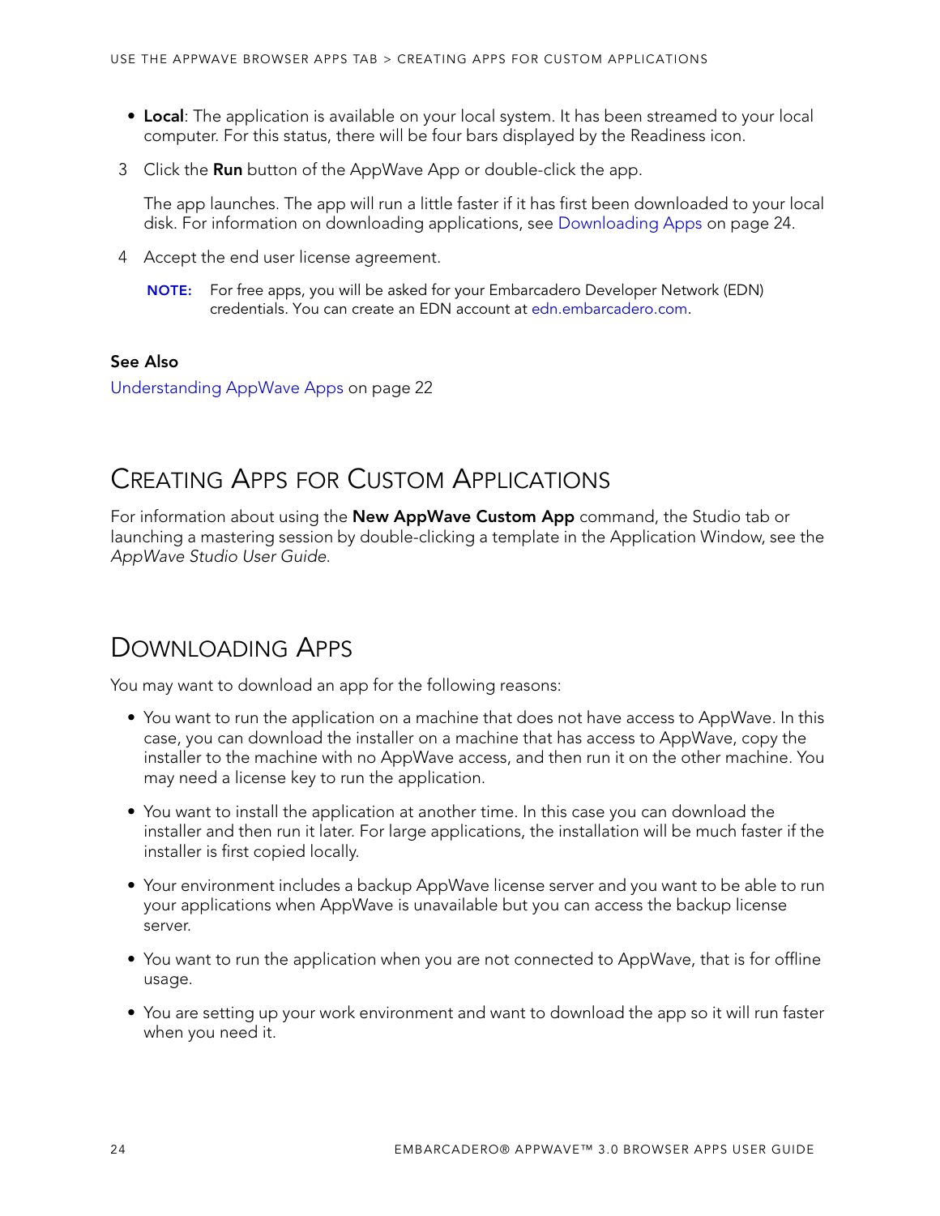- **Local**: The application is available on your local system. It has been streamed to your local computer. For this status, there will be four bars displayed by the Readiness icon.

3. Click the **Run** button of the AppWave App or double-click the app.

   The app launches. The app will run a little faster if it has first been downloaded to your local disk. For information on downloading applications, see Downloading Apps on page 24.

4. Accept the end user license agreement.

   **NOTE:** For free apps, you will be asked for your Embarcadero Developer Network (EDN) credentials. You can create an EDN account at edn.embarcadero.com.

**See Also**

Understanding AppWave Apps on page 22

## Creating Apps for Custom Applications

For information about using the **New AppWave Custom App** command, the Studio tab or launching a mastering session by double-clicking a template in the Application Window, see the *AppWave Studio User Guide*.

## Downloading Apps

You may want to download an app for the following reasons:

- You want to run the application on a machine that does not have access to AppWave. In this case, you can download the installer on a machine that has access to AppWave, copy the installer to the machine with no AppWave access, and then run it on the other machine. You may need a license key to run the application.
- You want to install the application at another time. In this case you can download the installer and then run it later. For large applications, the installation will be much faster if the installer is first copied locally.
- Your environment includes a backup AppWave license server and you want to be able to run your applications when AppWave is unavailable but you can access the backup license server.
- You want to run the application when you are not connected to AppWave, that is for offline usage.
- You are setting up your work environment and want to download the app so it will run faster when you need it.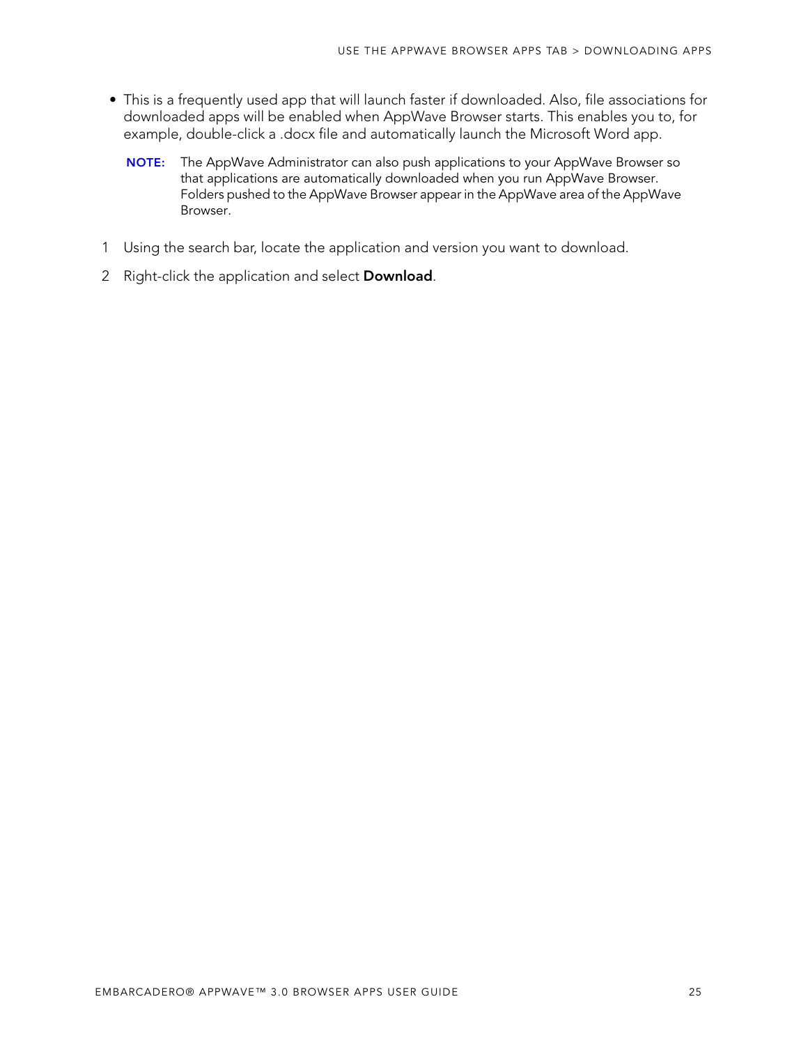- This is a frequently used app that will launch faster if downloaded. Also, file associations for downloaded apps will be enabled when AppWave Browser starts. This enables you to, for example, double-click a .docx file and automatically launch the Microsoft Word app.

  **NOTE:** The AppWave Administrator can also push applications to your AppWave Browser so that applications are automatically downloaded when you run AppWave Browser. Folders pushed to the AppWave Browser appear in the AppWave area of the AppWave Browser.

1. Using the search bar, locate the application and version you want to download.
2. Right-click the application and select **Download**.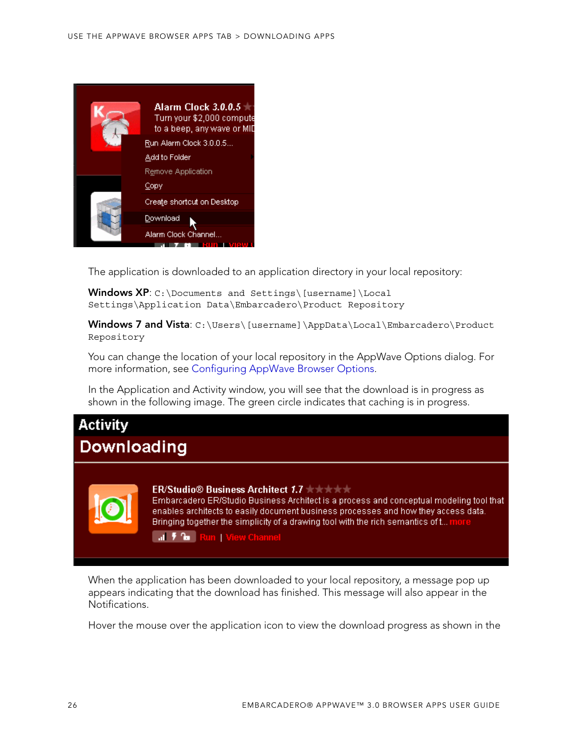The application is downloaded to an application directory in your local repository:

**Windows XP**: `C:\Documents and Settings\[username]\Local Settings\Application Data\Embarcadero\Product Repository`

**Windows 7 and Vista**: `C:\Users\[username]\AppData\Local\Embarcadero\Product Repository`

You can change the location of your local repository in the AppWave Options dialog. For more information, see Configuring AppWave Browser Options.

In the Application and Activity window, you will see that the download is in progress as shown in the following image. The green circle indicates that caching is in progress.

When the application has been downloaded to your local repository, a message pop up appears indicating that the download has finished. This message will also appear in the Notifications.

Hover the mouse over the application icon to view the download progress as shown in the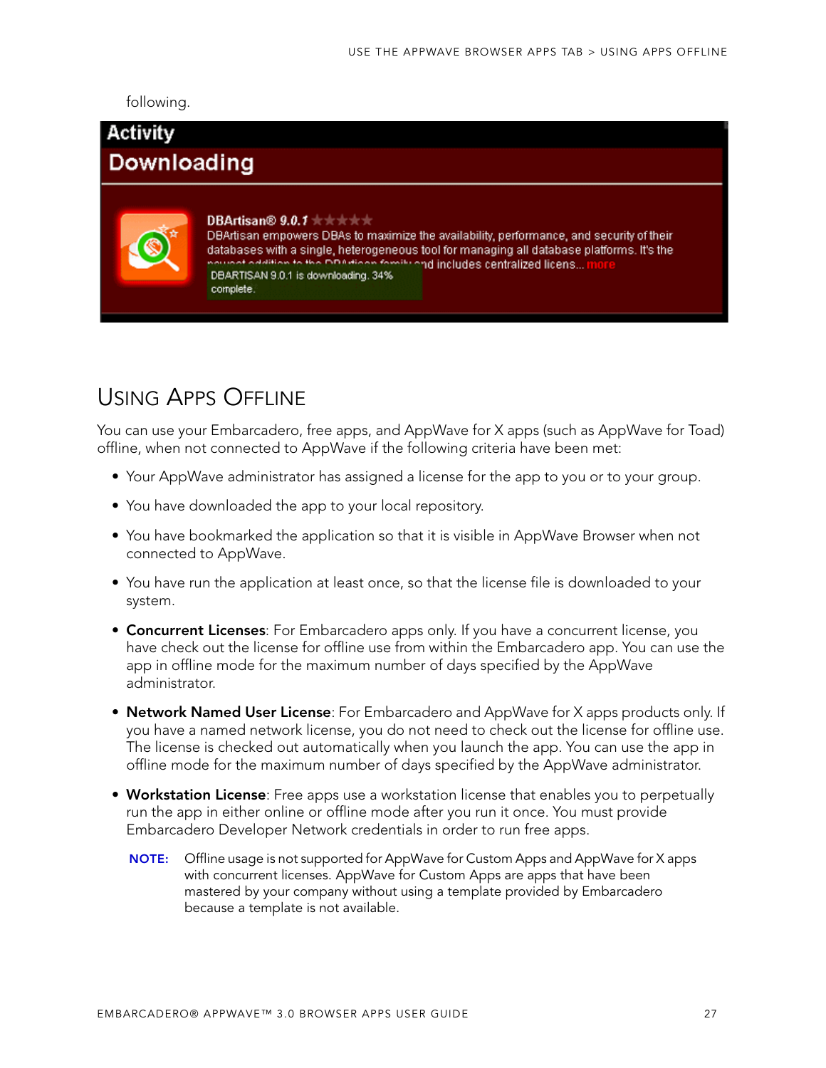following.

## Using Apps Offline

You can use your Embarcadero, free apps, and AppWave for X apps (such as AppWave for Toad) offline, when not connected to AppWave if the following criteria have been met:

- Your AppWave administrator has assigned a license for the app to you or to your group.
- You have downloaded the app to your local repository.
- You have bookmarked the application so that it is visible in AppWave Browser when not connected to AppWave.
- You have run the application at least once, so that the license file is downloaded to your system.
- **Concurrent Licenses**: For Embarcadero apps only. If you have a concurrent license, you have check out the license for offline use from within the Embarcadero app. You can use the app in offline mode for the maximum number of days specified by the AppWave administrator.
- **Network Named User License**: For Embarcadero and AppWave for X apps products only. If you have a named network license, you do not need to check out the license for offline use. The license is checked out automatically when you launch the app. You can use the app in offline mode for the maximum number of days specified by the AppWave administrator.
- **Workstation License**: Free apps use a workstation license that enables you to perpetually run the app in either online or offline mode after you run it once. You must provide Embarcadero Developer Network credentials in order to run free apps.

**NOTE:** Offline usage is not supported for AppWave for Custom Apps and AppWave for X apps with concurrent licenses. AppWave for Custom Apps are apps that have been mastered by your company without using a template provided by Embarcadero because a template is not available.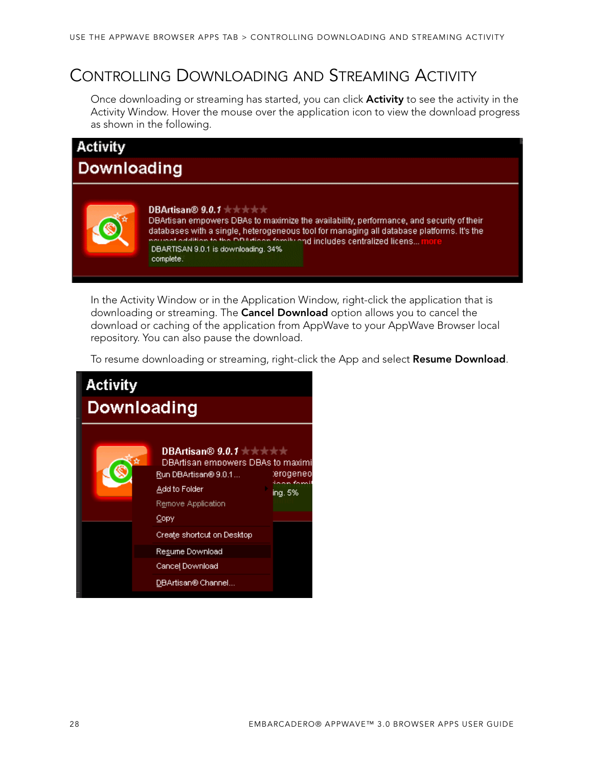# Controlling Downloading and Streaming Activity

Once downloading or streaming has started, you can click **Activity** to see the activity in the Activity Window. Hover the mouse over the application icon to view the download progress as shown in the following.

In the Activity Window or in the Application Window, right-click the application that is downloading or streaming. The **Cancel Download** option allows you to cancel the download or caching of the application from AppWave to your AppWave Browser local repository. You can also pause the download.

To resume downloading or streaming, right-click the App and select **Resume Download**.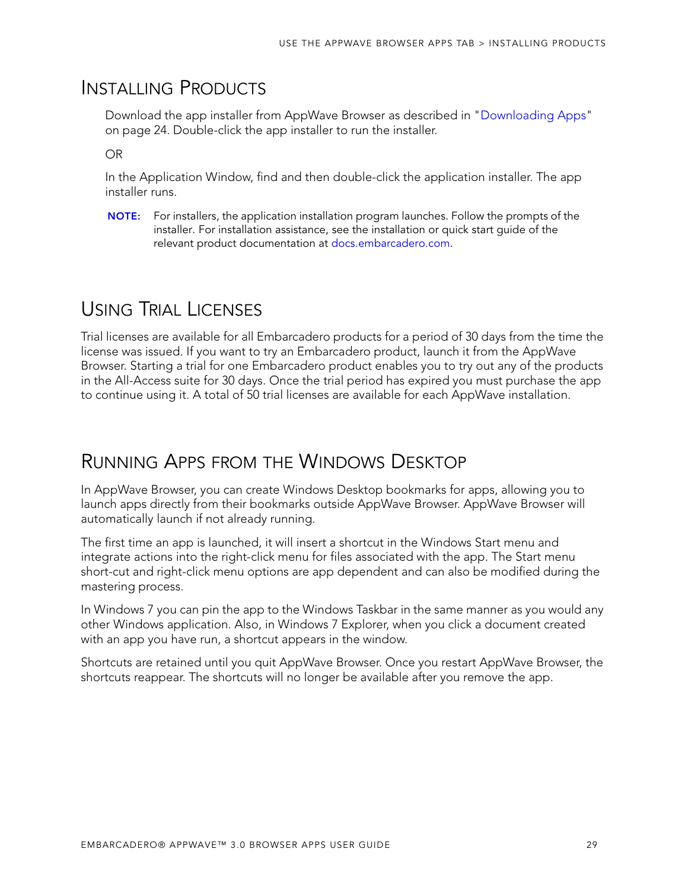## Installing Products

Download the app installer from AppWave Browser as described in "Downloading Apps" on page 24. Double-click the app installer to run the installer.

OR

In the Application Window, find and then double-click the application installer. The app installer runs.

**NOTE:** For installers, the application installation program launches. Follow the prompts of the installer. For installation assistance, see the installation or quick start guide of the relevant product documentation at docs.embarcadero.com.

## Using Trial Licenses

Trial licenses are available for all Embarcadero products for a period of 30 days from the time the license was issued. If you want to try an Embarcadero product, launch it from the AppWave Browser. Starting a trial for one Embarcadero product enables you to try out any of the products in the All-Access suite for 30 days. Once the trial period has expired you must purchase the app to continue using it. A total of 50 trial licenses are available for each AppWave installation.

## Running Apps from the Windows Desktop

In AppWave Browser, you can create Windows Desktop bookmarks for apps, allowing you to launch apps directly from their bookmarks outside AppWave Browser. AppWave Browser will automatically launch if not already running.

The first time an app is launched, it will insert a shortcut in the Windows Start menu and integrate actions into the right-click menu for files associated with the app. The Start menu short-cut and right-click menu options are app dependent and can also be modified during the mastering process.

In Windows 7 you can pin the app to the Windows Taskbar in the same manner as you would any other Windows application. Also, in Windows 7 Explorer, when you click a document created with an app you have run, a shortcut appears in the window.

Shortcuts are retained until you quit AppWave Browser. Once you restart AppWave Browser, the shortcuts reappear. The shortcuts will no longer be available after you remove the app.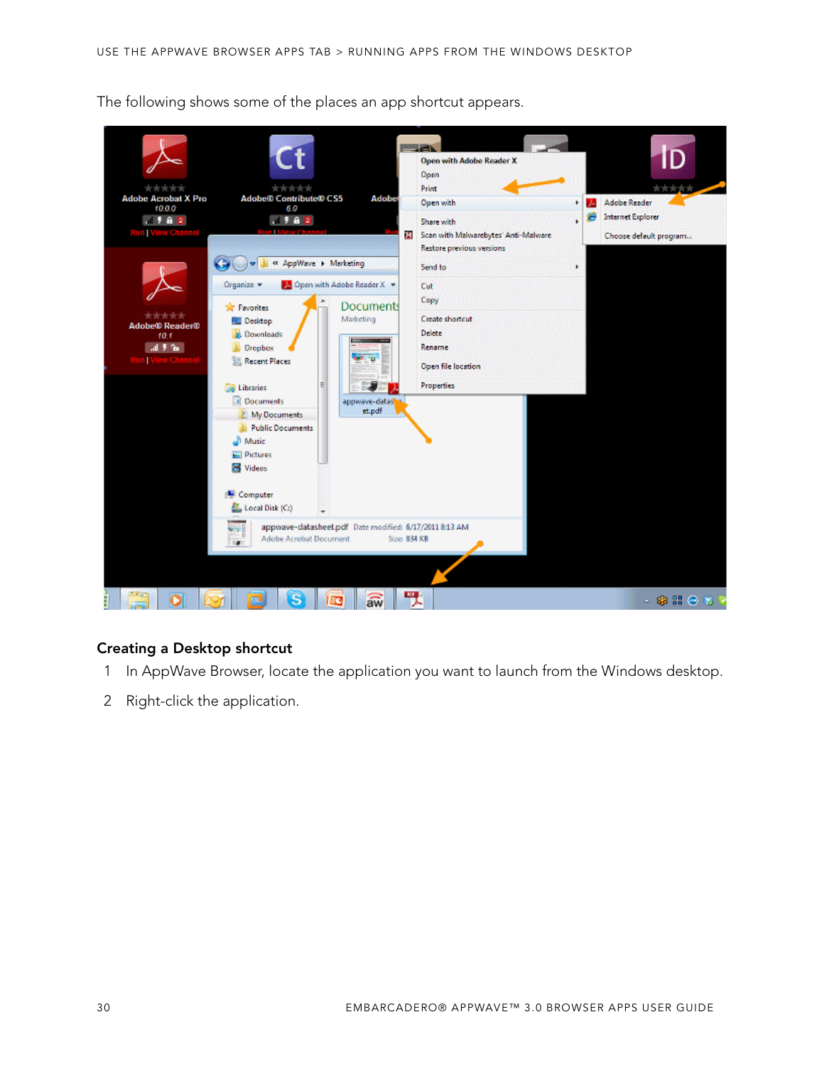The following shows some of the places an app shortcut appears.

## Creating a Desktop shortcut

1. In AppWave Browser, locate the application you want to launch from the Windows desktop.
2. Right-click the application.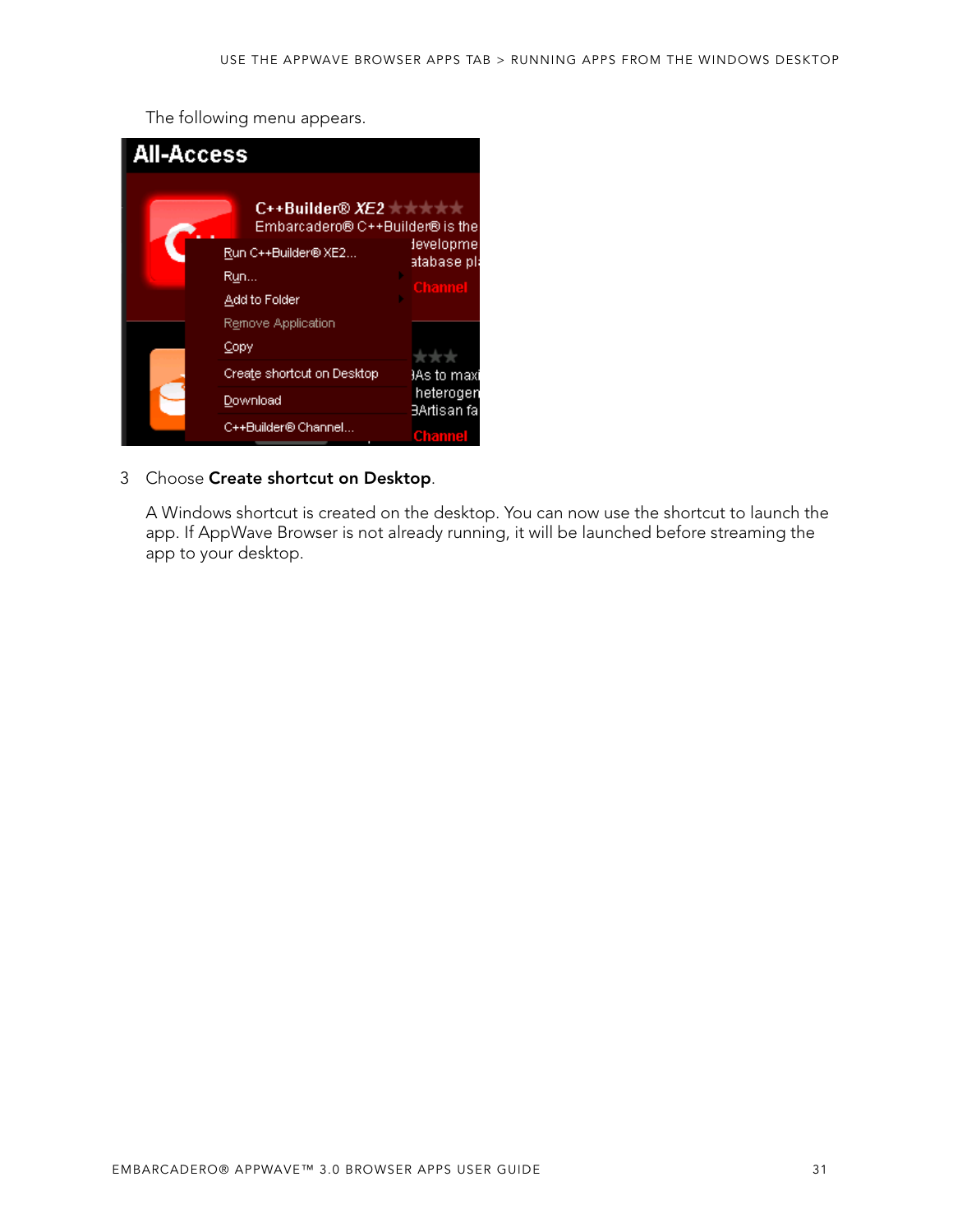The following menu appears.

3 Choose **Create shortcut on Desktop**.

A Windows shortcut is created on the desktop. You can now use the shortcut to launch the app. If AppWave Browser is not already running, it will be launched before streaming the app to your desktop.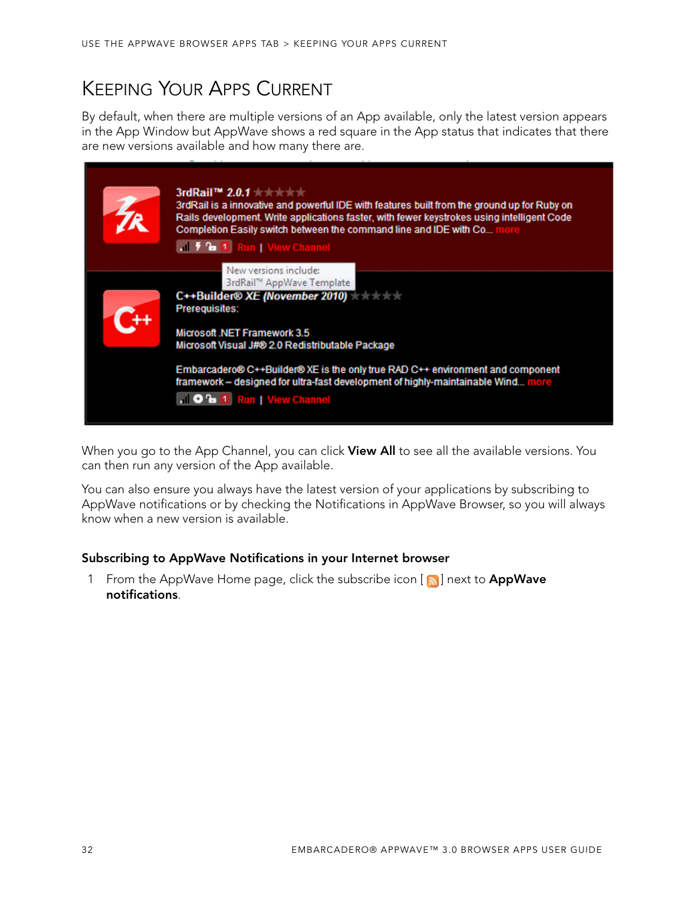# Keeping Your Apps Current

By default, when there are multiple versions of an App available, only the latest version appears in the App Window but AppWave shows a red square in the App status that indicates that there are new versions available and how many there are.

When you go to the App Channel, you can click **View All** to see all the available versions. You can then run any version of the App available.

You can also ensure you always have the latest version of your applications by subscribing to AppWave notifications or by checking the Notifications in AppWave Browser, so you will always know when a new version is available.

### Subscribing to AppWave Notifications in your Internet browser

1 From the AppWave Home page, click the subscribe icon [ ] next to **AppWave notifications**.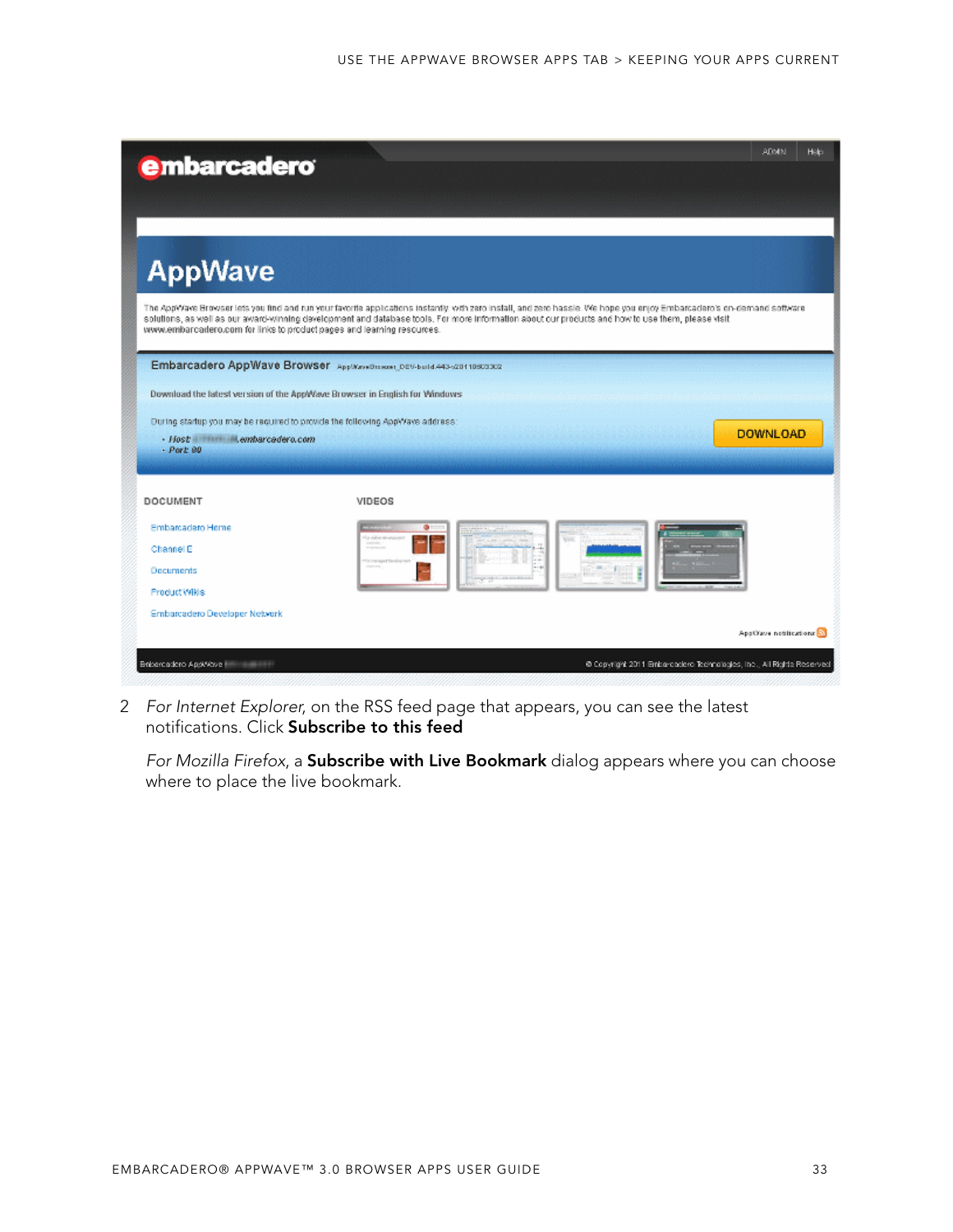2 *For Internet Explorer*, on the RSS feed page that appears, you can see the latest notifications. Click **Subscribe to this feed**

*For Mozilla Firefox*, a **Subscribe with Live Bookmark** dialog appears where you can choose where to place the live bookmark.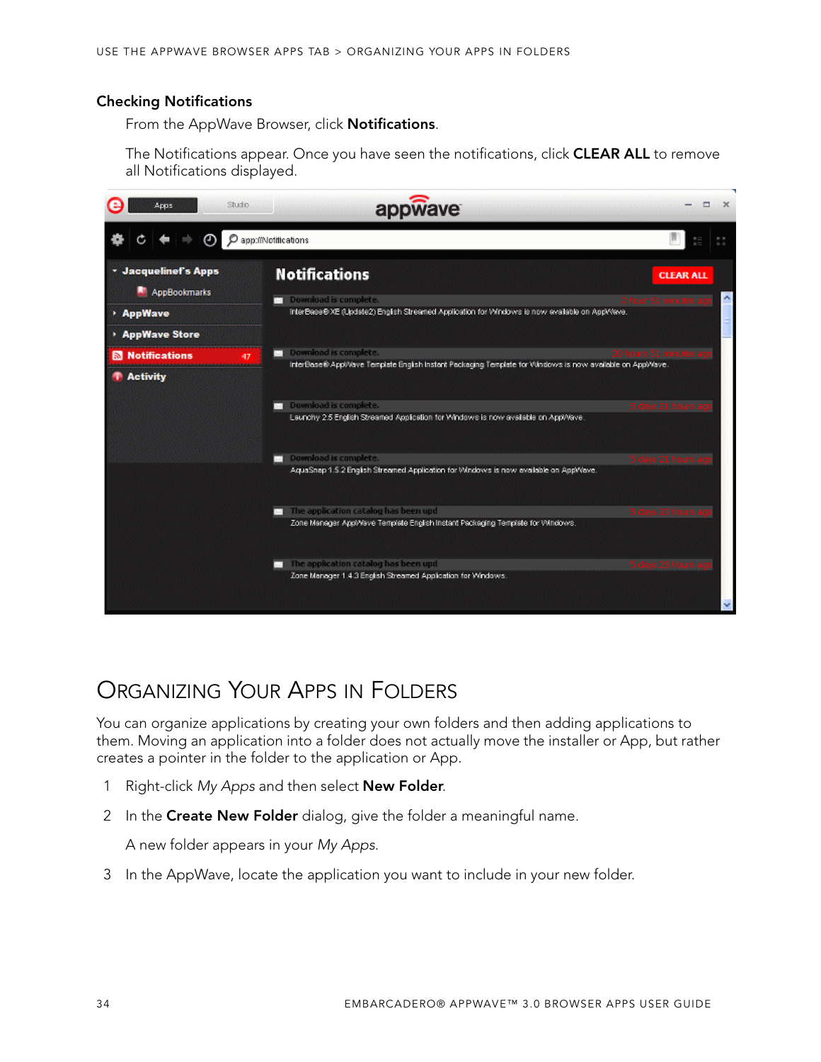### Checking Notifications

From the AppWave Browser, click **Notifications**.

The Notifications appear. Once you have seen the notifications, click **CLEAR ALL** to remove all Notifications displayed.

## Organizing Your Apps in Folders

You can organize applications by creating your own folders and then adding applications to them. Moving an application into a folder does not actually move the installer or App, but rather creates a pointer in the folder to the application or App.

1. Right-click *My Apps* and then select **New Folder**.
2. In the **Create New Folder** dialog, give the folder a meaningful name.

   A new folder appears in your *My Apps*.
3. In the AppWave, locate the application you want to include in your new folder.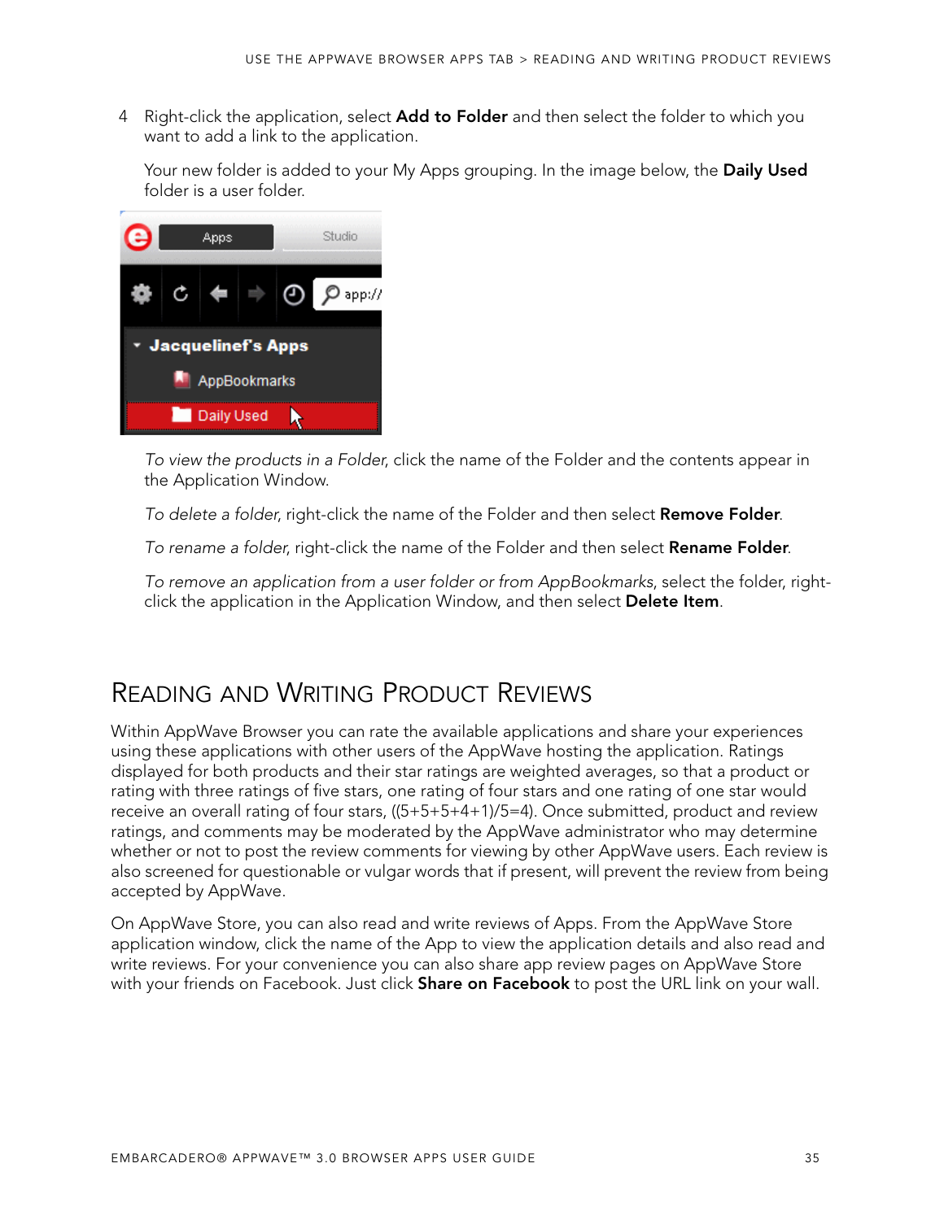4 Right-click the application, select **Add to Folder** and then select the folder to which you want to add a link to the application.

   Your new folder is added to your My Apps grouping. In the image below, the **Daily Used** folder is a user folder.

   *To view the products in a Folder*, click the name of the Folder and the contents appear in the Application Window.

   *To delete a folder*, right-click the name of the Folder and then select **Remove Folder**.

   *To rename a folder*, right-click the name of the Folder and then select **Rename Folder**.

   *To remove an application from a user folder or from AppBookmarks*, select the folder, right-click the application in the Application Window, and then select **Delete Item**.

# Reading and Writing Product Reviews

Within AppWave Browser you can rate the available applications and share your experiences using these applications with other users of the AppWave hosting the application. Ratings displayed for both products and their star ratings are weighted averages, so that a product or rating with three ratings of five stars, one rating of four stars and one rating of one star would receive an overall rating of four stars, ((5+5+5+4+1)/5=4). Once submitted, product and review ratings, and comments may be moderated by the AppWave administrator who may determine whether or not to post the review comments for viewing by other AppWave users. Each review is also screened for questionable or vulgar words that if present, will prevent the review from being accepted by AppWave.

On AppWave Store, you can also read and write reviews of Apps. From the AppWave Store application window, click the name of the App to view the application details and also read and write reviews. For your convenience you can also share app review pages on AppWave Store with your friends on Facebook. Just click **Share on Facebook** to post the URL link on your wall.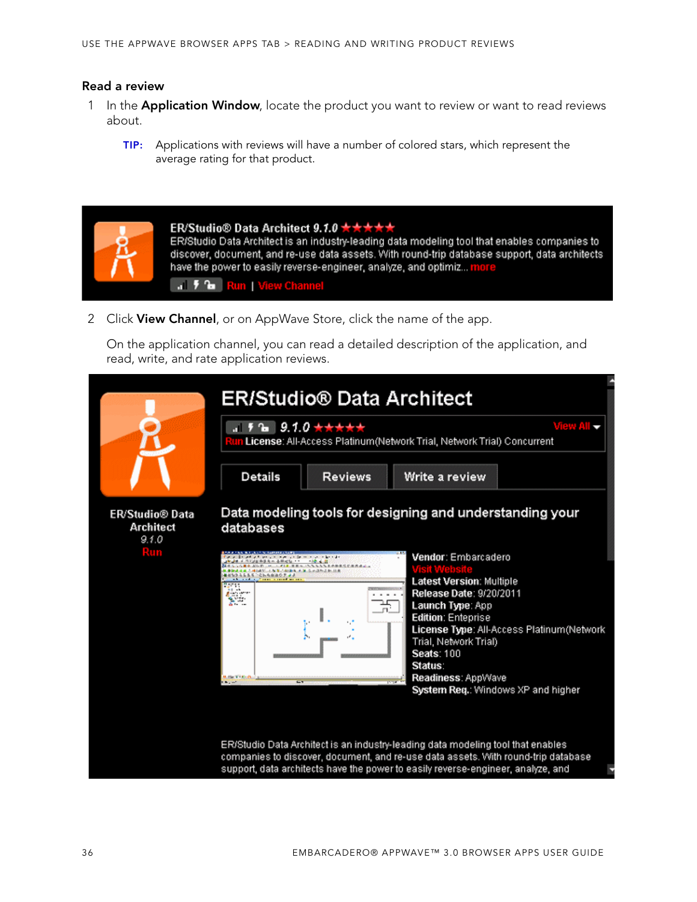### Read a review

1. In the **Application Window**, locate the product you want to review or want to read reviews about.

   **TIP:** Applications with reviews will have a number of colored stars, which represent the average rating for that product.

2. Click **View Channel**, or on AppWave Store, click the name of the app.

   On the application channel, you can read a detailed description of the application, and read, write, and rate application reviews.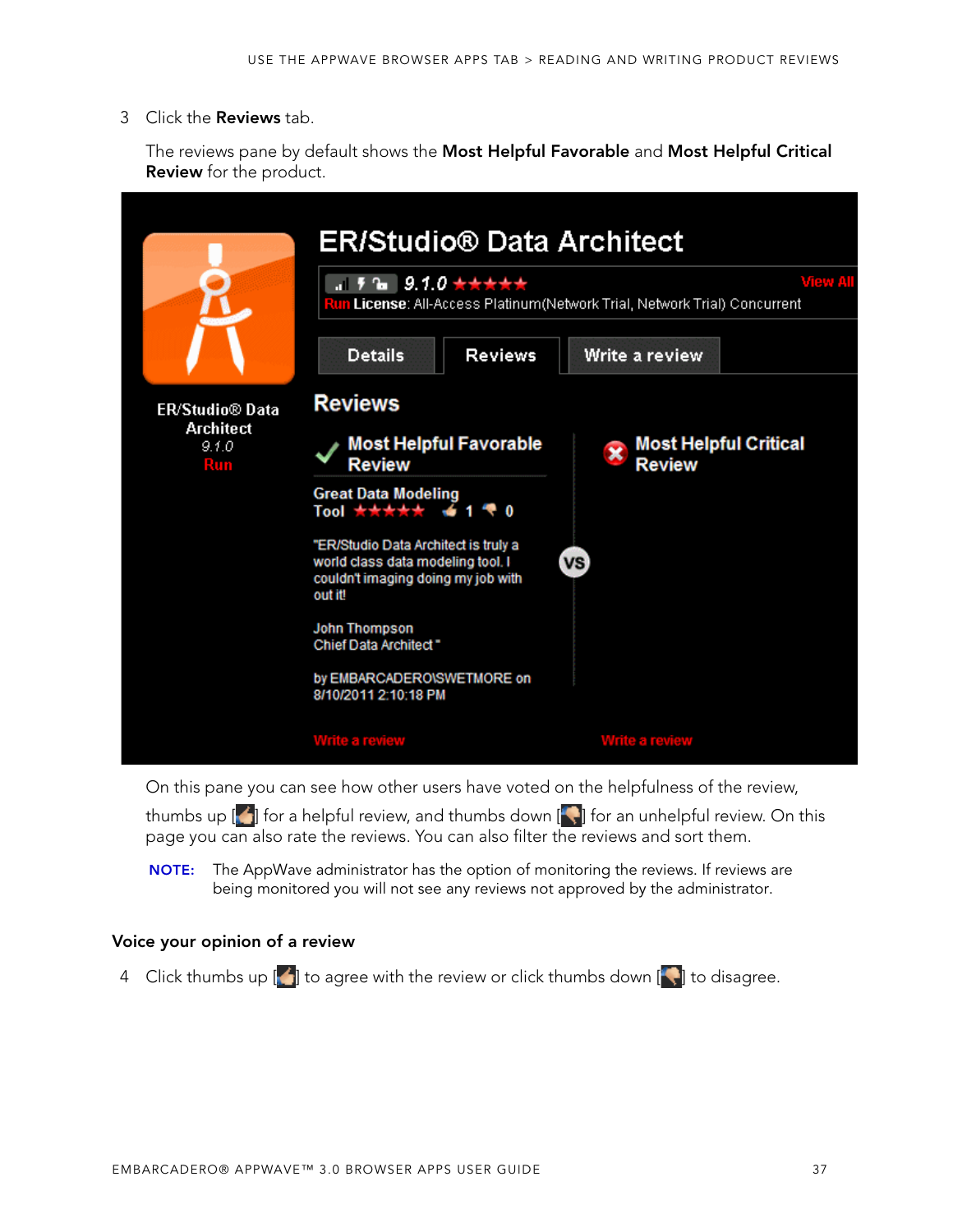3 Click the **Reviews** tab.

The reviews pane by default shows the **Most Helpful Favorable** and **Most Helpful Critical Review** for the product.

On this pane you can see how other users have voted on the helpfulness of the review, thumbs up [ ] for a helpful review, and thumbs down [ ] for an unhelpful review. On this page you can also rate the reviews. You can also filter the reviews and sort them.

**NOTE:** The AppWave administrator has the option of monitoring the reviews. If reviews are being monitored you will not see any reviews not approved by the administrator.

### Voice your opinion of a review

4 Click thumbs up [ ] to agree with the review or click thumbs down [ ] to disagree.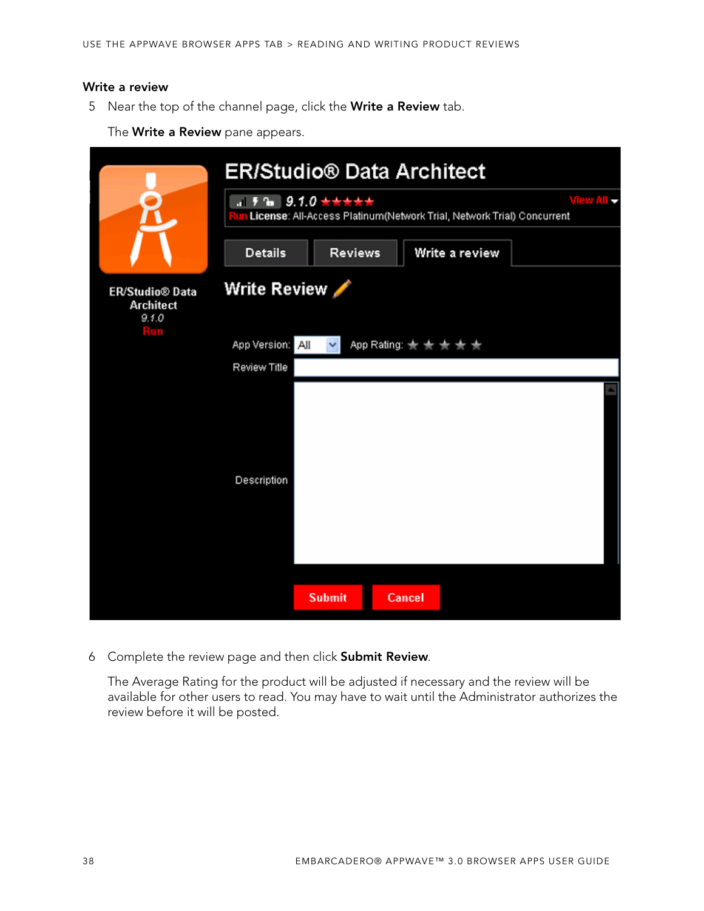### Write a review

5 Near the top of the channel page, click the **Write a Review** tab.

The **Write a Review** pane appears.

6 Complete the review page and then click **Submit Review**.

The Average Rating for the product will be adjusted if necessary and the review will be available for other users to read. You may have to wait until the Administrator authorizes the review before it will be posted.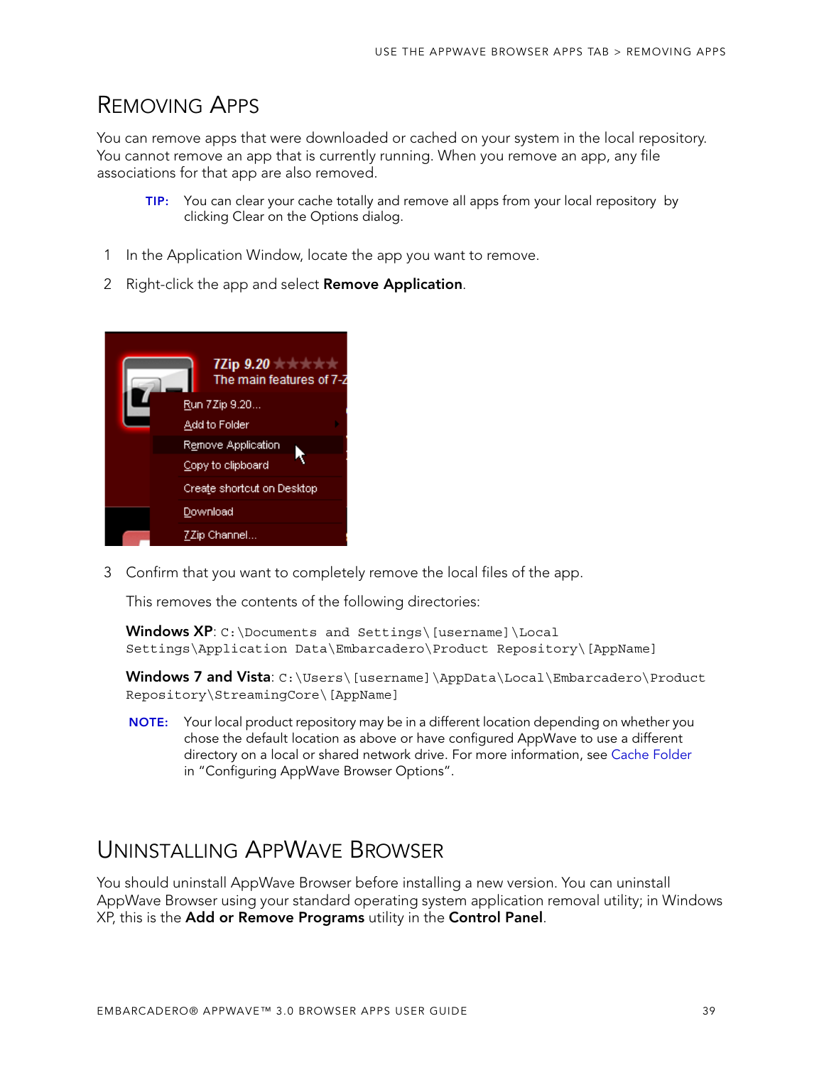# Removing Apps

You can remove apps that were downloaded or cached on your system in the local repository. You cannot remove an app that is currently running. When you remove an app, any file associations for that app are also removed.

**TIP:** You can clear your cache totally and remove all apps from your local repository by clicking Clear on the Options dialog.

1. In the Application Window, locate the app you want to remove.
2. Right-click the app and select **Remove Application**.
3. Confirm that you want to completely remove the local files of the app.

   This removes the contents of the following directories:

   **Windows XP**: `C:\Documents and Settings\[username]\Local Settings\Application Data\Embarcadero\Product Repository\[AppName]`

   **Windows 7 and Vista**: `C:\Users\[username]\AppData\Local\Embarcadero\Product Repository\StreamingCore\[AppName]`

   **NOTE:** Your local product repository may be in a different location depending on whether you chose the default location as above or have configured AppWave to use a different directory on a local or shared network drive. For more information, see Cache Folder in "Configuring AppWave Browser Options".

# Uninstalling AppWave Browser

You should uninstall AppWave Browser before installing a new version. You can uninstall AppWave Browser using your standard operating system application removal utility; in Windows XP, this is the **Add or Remove Programs** utility in the **Control Panel**.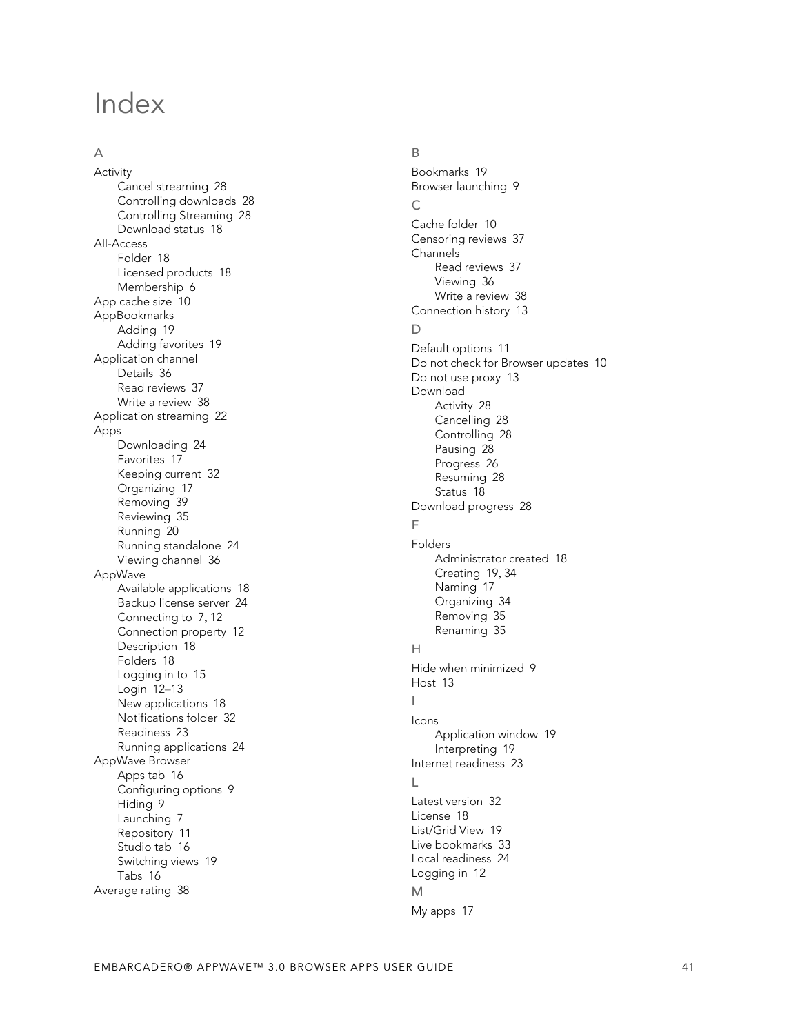# Index

## A

- Activity
  - Cancel streaming 28
  - Controlling downloads 28
  - Controlling Streaming 28
  - Download status 18
- All-Access
  - Folder 18
  - Licensed products 18
  - Membership 6
- App cache size 10
- AppBookmarks
  - Adding 19
  - Adding favorites 19
- Application channel
  - Details 36
  - Read reviews 37
  - Write a review 38
- Application streaming 22
- Apps
  - Downloading 24
  - Favorites 17
  - Keeping current 32
  - Organizing 17
  - Removing 39
  - Reviewing 35
  - Running 20
  - Running standalone 24
  - Viewing channel 36
- AppWave
  - Available applications 18
  - Backup license server 24
  - Connecting to 7, 12
  - Connection property 12
  - Description 18
  - Folders 18
  - Logging in to 15
  - Login 12–13
  - New applications 18
  - Notifications folder 32
  - Readiness 23
  - Running applications 24
- AppWave Browser
  - Apps tab 16
  - Configuring options 9
  - Hiding 9
  - Launching 7
  - Repository 11
  - Studio tab 16
  - Switching views 19
  - Tabs 16
- Average rating 38

## B

- Bookmarks 19
- Browser launching 9

## C

- Cache folder 10
- Censoring reviews 37
- Channels
  - Read reviews 37
  - Viewing 36
  - Write a review 38
- Connection history 13

## D

- Default options 11
- Do not check for Browser updates 10
- Do not use proxy 13
- Download
  - Activity 28
  - Cancelling 28
  - Controlling 28
  - Pausing 28
  - Progress 26
  - Resuming 28
  - Status 18
- Download progress 28

## F

- Folders
  - Administrator created 18
  - Creating 19, 34
  - Naming 17
  - Organizing 34
  - Removing 35
  - Renaming 35

## H

- Hide when minimized 9
- Host 13

## I

- Icons
  - Application window 19
  - Interpreting 19
- Internet readiness 23

## L

- Latest version 32
- License 18
- List/Grid View 19
- Live bookmarks 33
- Local readiness 24
- Logging in 12

## M

- My apps 17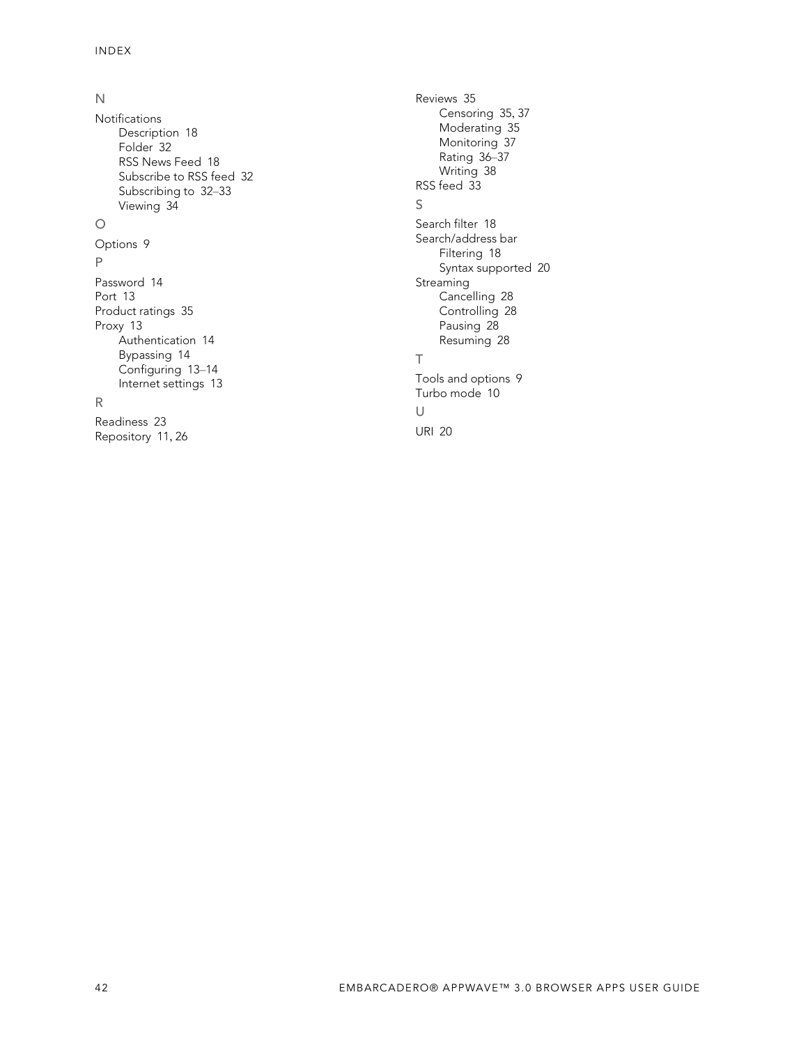## N

Notifications
- Description 18
- Folder 32
- RSS News Feed 18
- Subscribe to RSS feed 32
- Subscribing to 32–33
- Viewing 34

## O

Options 9

## P

Password 14
Port 13
Product ratings 35
Proxy 13
- Authentication 14
- Bypassing 14
- Configuring 13–14
- Internet settings 13

## R

Readiness 23
Repository 11, 26
Reviews 35
- Censoring 35, 37
- Moderating 35
- Monitoring 37
- Rating 36–37
- Writing 38

RSS feed 33

## S

Search filter 18
Search/address bar
- Filtering 18
- Syntax supported 20

Streaming
- Cancelling 28
- Controlling 28
- Pausing 28
- Resuming 28

## T

Tools and options 9
Turbo mode 10

## U

URI 20